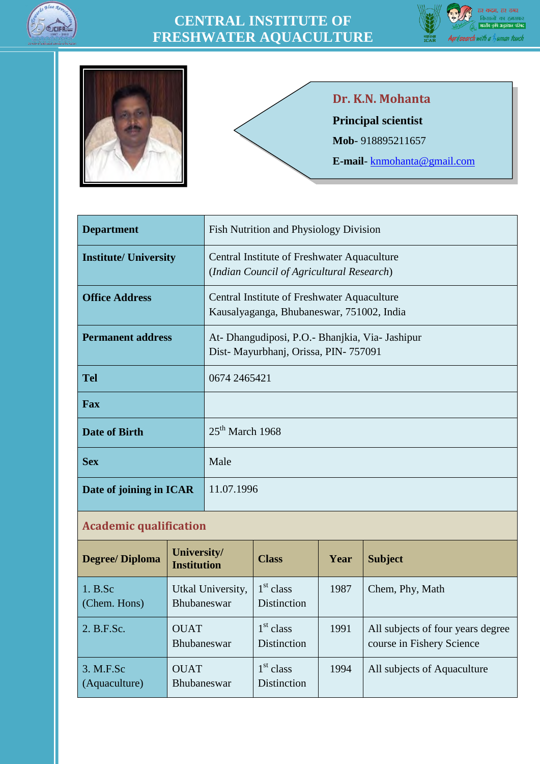# CENTRAL INSTITUTE OF FRESHWATER AQUACULTURE

**Dr. K.N. Mohanta**

**Principal scientist**

**Mob**- 918895211657

**E-mail**- knmohanta@gmail.com

| | |
|---|---|
| **Department** | Fish Nutrition and Physiology Division |
| **Institute/ University** | Central Institute of Freshwater Aquaculture (*Indian Council of Agricultural Research*) |
| **Office Address** | Central Institute of Freshwater Aquaculture Kausalyaganga, Bhubaneswar, 751002, India |
| **Permanent address** | At- Dhangudiposi, P.O.- Bhanjkia, Via- Jashipur Dist- Mayurbhanj, Orissa, PIN- 757091 |
| **Tel** | 0674 2465421 |
| **Fax** | |
| **Date of Birth** | 25th March 1968 |
| **Sex** | Male |
| **Date of joining in ICAR** | 11.07.1996 |

## Academic qualification

| Degree/ Diploma | University/ Institution | Class | Year | Subject |
|---|---|---|---|---|
| 1. B.Sc (Chem. Hons) | Utkal University, Bhubaneswar | 1st class Distinction | 1987 | Chem, Phy, Math |
| 2. B.F.Sc. | OUAT Bhubaneswar | 1st class Distinction | 1991 | All subjects of four years degree course in Fishery Science |
| 3. M.F.Sc (Aquaculture) | OUAT Bhubaneswar | 1st class Distinction | 1994 | All subjects of Aquaculture |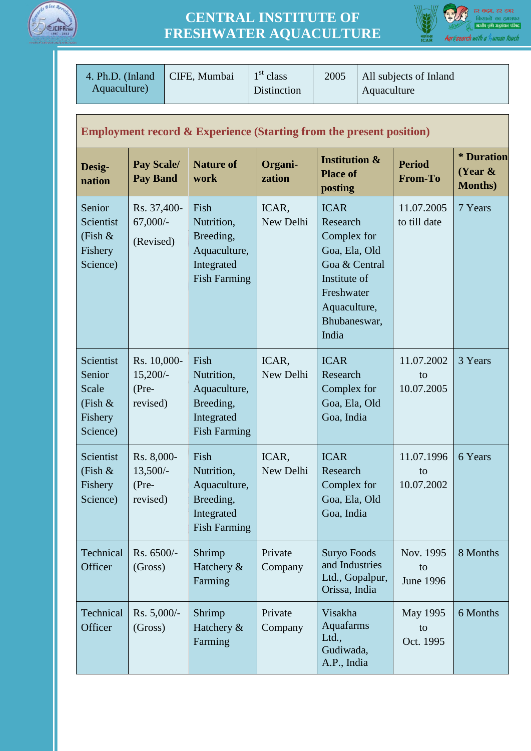| 4. Ph.D. (Inland Aquaculture) | CIFE, Mumbai | 1st class Distinction | 2005 | All subjects of Inland Aquaculture |
|---|---|---|---|---|

**Employment record & Experience (Starting from the present position)**

| Desig-nation | Pay Scale/ Pay Band | Nature of work | Organi-zation | Institution & Place of posting | Period From-To | * Duration (Year & Months) |
|---|---|---|---|---|---|---|
| Senior Scientist (Fish & Fishery Science) | Rs. 37,400-67,000/- (Revised) | Fish Nutrition, Breeding, Aquaculture, Integrated Fish Farming | ICAR, New Delhi | ICAR Research Complex for Goa, Ela, Old Goa & Central Institute of Freshwater Aquaculture, Bhubaneswar, India | 11.07.2005 to till date | 7 Years |
| Scientist Senior Scale (Fish & Fishery Science) | Rs. 10,000-15,200/- (Pre-revised) | Fish Nutrition, Aquaculture, Breeding, Integrated Fish Farming | ICAR, New Delhi | ICAR Research Complex for Goa, Ela, Old Goa, India | 11.07.2002 to 10.07.2005 | 3 Years |
| Scientist (Fish & Fishery Science) | Rs. 8,000-13,500/- (Pre-revised) | Fish Nutrition, Aquaculture, Breeding, Integrated Fish Farming | ICAR, New Delhi | ICAR Research Complex for Goa, Ela, Old Goa, India | 11.07.1996 to 10.07.2002 | 6 Years |
| Technical Officer | Rs. 6500/- (Gross) | Shrimp Hatchery & Farming | Private Company | Suryo Foods and Industries Ltd., Gopalpur, Orissa, India | Nov. 1995 to June 1996 | 8 Months |
| Technical Officer | Rs. 5,000/- (Gross) | Shrimp Hatchery & Farming | Private Company | Visakha Aquafarms Ltd., Gudiwada, A.P., India | May 1995 to Oct. 1995 | 6 Months |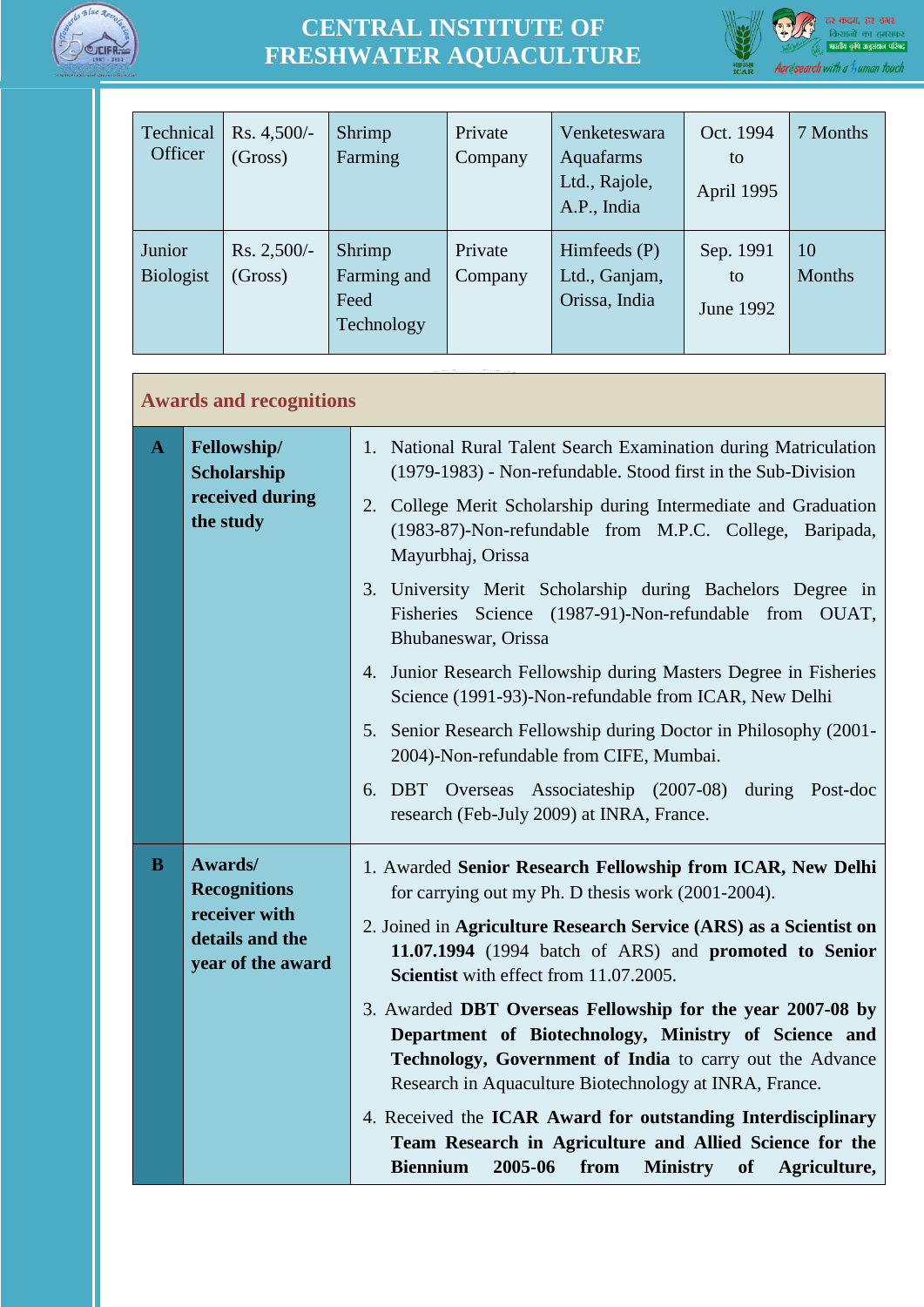| Technical Officer | Rs. 4,500/- (Gross) | Shrimp Farming | Private Company | Venketeswara Aquafarms Ltd., Rajole, A.P., India | Oct. 1994 to April 1995 | 7 Months |
|---|---|---|---|---|---|---|
| Junior Biologist | Rs. 2,500/- (Gross) | Shrimp Farming and Feed Technology | Private Company | Himfeeds (P) Ltd., Ganjam, Orissa, India | Sep. 1991 to June 1992 | 10 Months |

## Awards and recognitions

| | | |
|---|---|---|
| **A** | **Fellowship/ Scholarship received during the study** | 1. National Rural Talent Search Examination during Matriculation (1979-1983) - Non-refundable. Stood first in the Sub-Division<br>2. College Merit Scholarship during Intermediate and Graduation (1983-87)-Non-refundable from M.P.C. College, Baripada, Mayurbhaj, Orissa<br>3. University Merit Scholarship during Bachelors Degree in Fisheries Science (1987-91)-Non-refundable from OUAT, Bhubaneswar, Orissa<br>4. Junior Research Fellowship during Masters Degree in Fisheries Science (1991-93)-Non-refundable from ICAR, New Delhi<br>5. Senior Research Fellowship during Doctor in Philosophy (2001-2004)-Non-refundable from CIFE, Mumbai.<br>6. DBT Overseas Associateship (2007-08) during Post-doc research (Feb-July 2009) at INRA, France. |
| **B** | **Awards/ Recognitions receiver with details and the year of the award** | 1. Awarded **Senior Research Fellowship from ICAR, New Delhi** for carrying out my Ph. D thesis work (2001-2004).<br>2. Joined in **Agriculture Research Service (ARS) as a Scientist on 11.07.1994** (1994 batch of ARS) and **promoted to Senior Scientist** with effect from 11.07.2005.<br>3. Awarded **DBT Overseas Fellowship for the year 2007-08 by Department of Biotechnology, Ministry of Science and Technology, Government of India** to carry out the Advance Research in Aquaculture Biotechnology at INRA, France.<br>4. Received the **ICAR Award for outstanding Interdisciplinary Team Research in Agriculture and Allied Science for the Biennium 2005-06 from Ministry of Agriculture,** |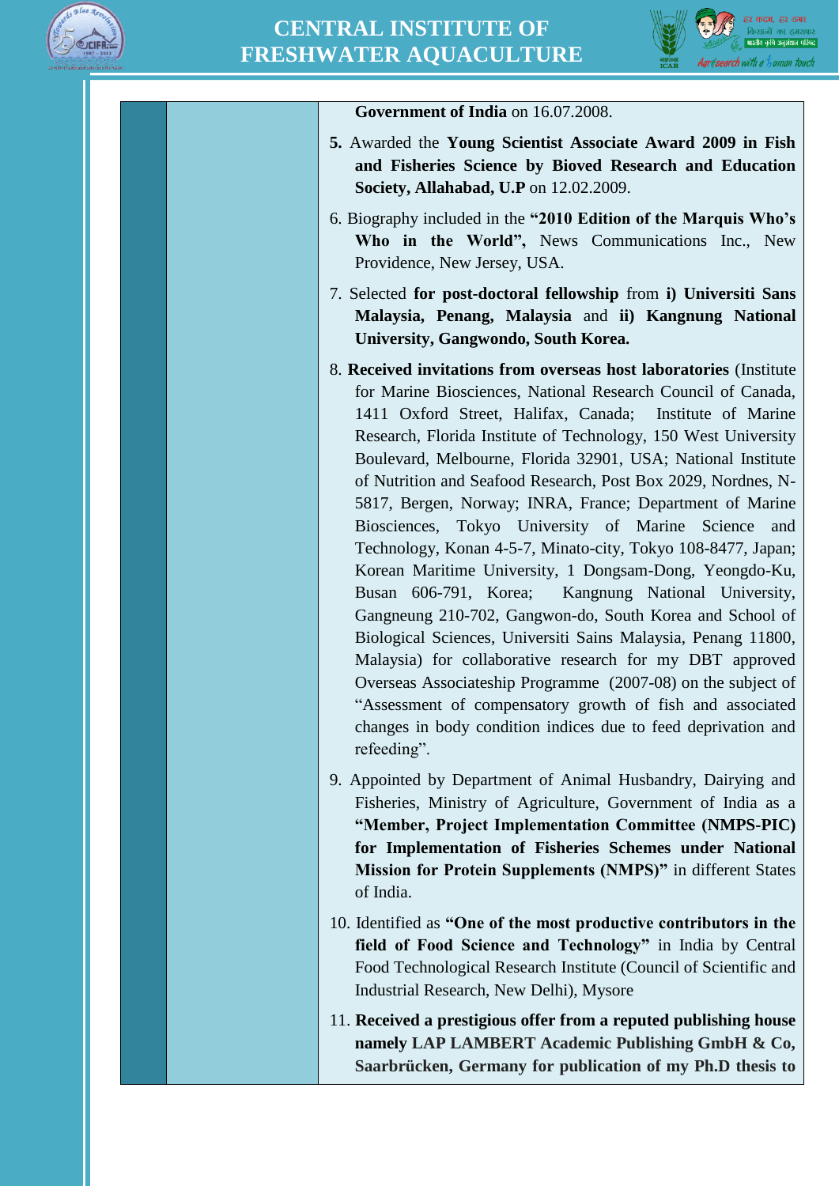**Government of India** on 16.07.2008.

5. Awarded the **Young Scientist Associate Award 2009 in Fish and Fisheries Science by Bioved Research and Education Society, Allahabad, U.P** on 12.02.2009.

6. Biography included in the **"2010 Edition of the Marquis Who's Who in the World",** News Communications Inc., New Providence, New Jersey, USA.

7. Selected **for post-doctoral fellowship** from **i) Universiti Sans Malaysia, Penang, Malaysia** and **ii) Kangnung National University, Gangwondo, South Korea.**

8. **Received invitations from overseas host laboratories** (Institute for Marine Biosciences, National Research Council of Canada, 1411 Oxford Street, Halifax, Canada; Institute of Marine Research, Florida Institute of Technology, 150 West University Boulevard, Melbourne, Florida 32901, USA; National Institute of Nutrition and Seafood Research, Post Box 2029, Nordnes, N-5817, Bergen, Norway; INRA, France; Department of Marine Biosciences, Tokyo University of Marine Science and Technology, Konan 4-5-7, Minato-city, Tokyo 108-8477, Japan; Korean Maritime University, 1 Dongsam-Dong, Yeongdo-Ku, Busan 606-791, Korea; Kangnung National University, Gangneung 210-702, Gangwon-do, South Korea and School of Biological Sciences, Universiti Sains Malaysia, Penang 11800, Malaysia) for collaborative research for my DBT approved Overseas Associateship Programme (2007-08) on the subject of "Assessment of compensatory growth of fish and associated changes in body condition indices due to feed deprivation and refeeding".

9. Appointed by Department of Animal Husbandry, Dairying and Fisheries, Ministry of Agriculture, Government of India as a **"Member, Project Implementation Committee (NMPS-PIC) for Implementation of Fisheries Schemes under National Mission for Protein Supplements (NMPS)"** in different States of India.

10. Identified as **"One of the most productive contributors in the field of Food Science and Technology"** in India by Central Food Technological Research Institute (Council of Scientific and Industrial Research, New Delhi), Mysore

11. **Received a prestigious offer from a reputed publishing house namely** LAP LAMBERT **Academic Publishing GmbH & Co, Saarbrücken, Germany for publication of my Ph.D thesis to**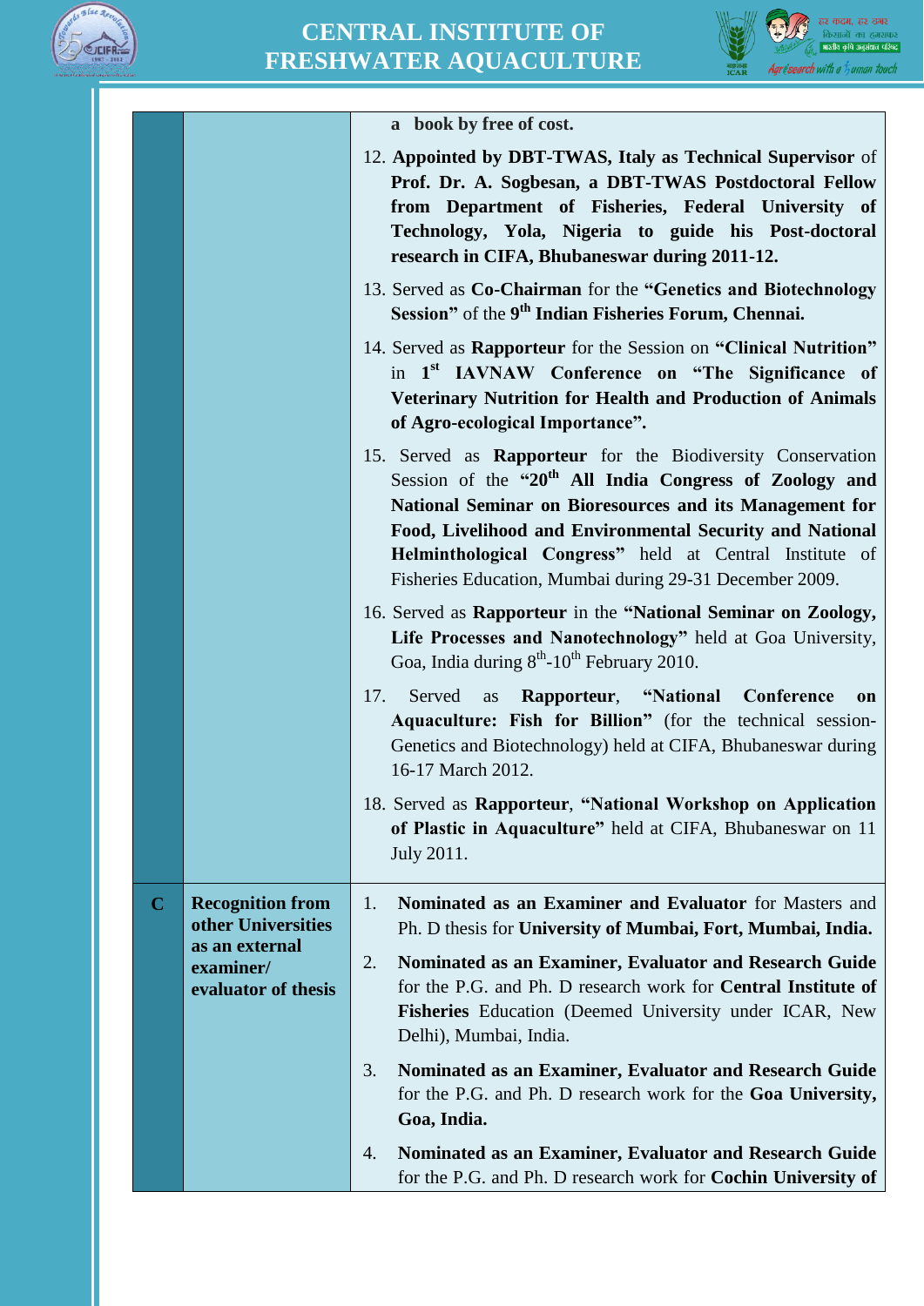| | | |
|---|---|---|
| | | **a book by free of cost.**<br><br>12. **Appointed by DBT-TWAS, Italy as Technical Supervisor** of **Prof. Dr. A. Sogbesan, a DBT-TWAS Postdoctoral Fellow from Department of Fisheries, Federal University of Technology, Yola, Nigeria to guide his Post-doctoral research in CIFA, Bhubaneswar during 2011-12.**<br><br>13. Served as **Co-Chairman** for the **"Genetics and Biotechnology Session"** of the **9th Indian Fisheries Forum, Chennai.**<br><br>14. Served as **Rapporteur** for the Session on **"Clinical Nutrition"** in **1st IAVNAW Conference on "The Significance of Veterinary Nutrition for Health and Production of Animals of Agro-ecological Importance".**<br><br>15. Served as **Rapporteur** for the Biodiversity Conservation Session of the **"20th All India Congress of Zoology and National Seminar on Bioresources and its Management for Food, Livelihood and Environmental Security and National Helminthological Congress"** held at Central Institute of Fisheries Education, Mumbai during 29-31 December 2009.<br><br>16. Served as **Rapporteur** in the **"National Seminar on Zoology, Life Processes and Nanotechnology"** held at Goa University, Goa, India during 8th-10th February 2010.<br><br>17. Served as **Rapporteur**, **"National Conference on Aquaculture: Fish for Billion"** (for the technical session-Genetics and Biotechnology) held at CIFA, Bhubaneswar during 16-17 March 2012.<br><br>18. Served as **Rapporteur**, **"National Workshop on Application of Plastic in Aquaculture"** held at CIFA, Bhubaneswar on 11 July 2011. |
| **C** | **Recognition from other Universities as an external examiner/ evaluator of thesis** | 1. **Nominated as an Examiner and Evaluator** for Masters and Ph. D thesis for **University of Mumbai, Fort, Mumbai, India.**<br><br>2. **Nominated as an Examiner, Evaluator and Research Guide** for the P.G. and Ph. D research work for **Central Institute of Fisheries** Education (Deemed University under ICAR, New Delhi), Mumbai, India.<br><br>3. **Nominated as an Examiner, Evaluator and Research Guide** for the P.G. and Ph. D research work for the **Goa University, Goa, India.**<br><br>4. **Nominated as an Examiner, Evaluator and Research Guide** for the P.G. and Ph. D research work for **Cochin University of** |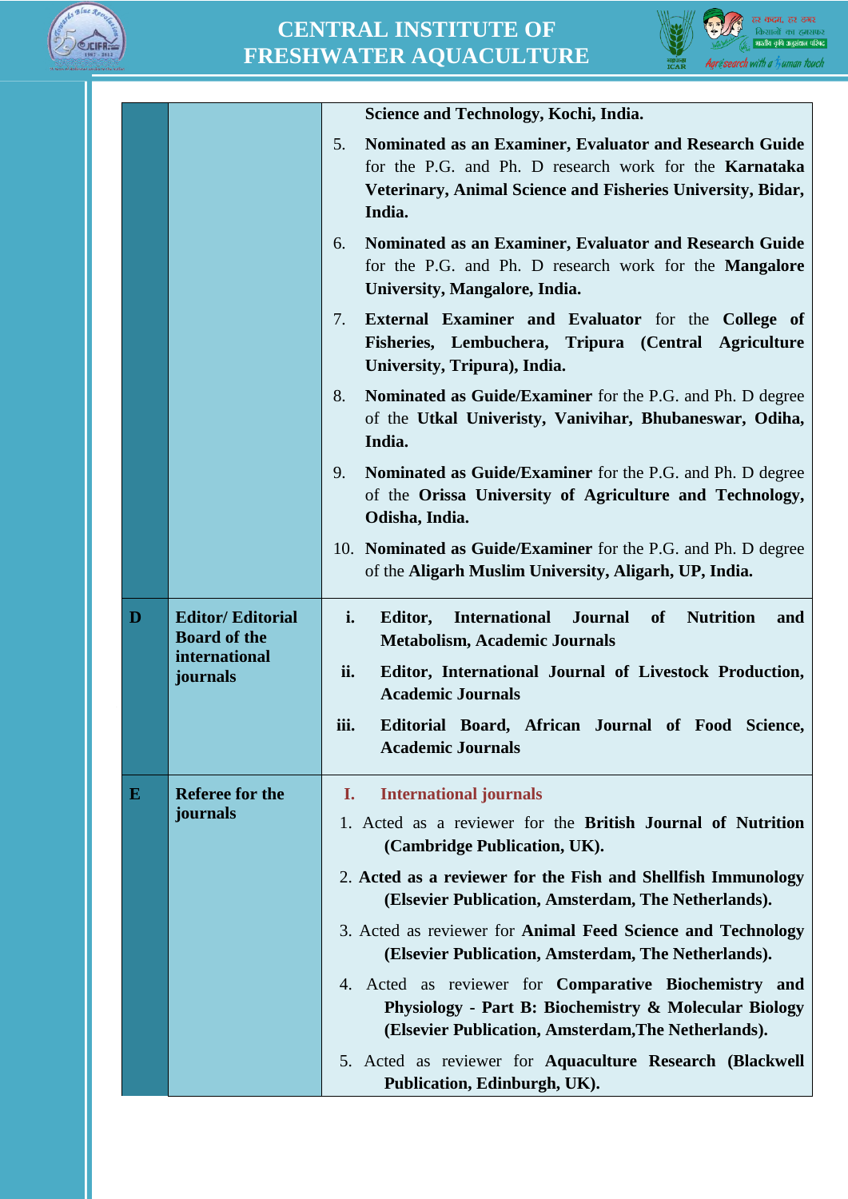| | | |
|---|---|---|
| | | **Science and Technology, Kochi, India.**<br>5. **Nominated as an Examiner, Evaluator and Research Guide** for the P.G. and Ph. D research work for the **Karnataka Veterinary, Animal Science and Fisheries University, Bidar, India.**<br>6. **Nominated as an Examiner, Evaluator and Research Guide** for the P.G. and Ph. D research work for the **Mangalore University, Mangalore, India.**<br>7. **External Examiner and Evaluator** for the **College of Fisheries, Lembuchera, Tripura (Central Agriculture University, Tripura), India.**<br>8. **Nominated as Guide/Examiner** for the P.G. and Ph. D degree of the **Utkal Univeristy, Vanivihar, Bhubaneswar, Odiha, India.**<br>9. **Nominated as Guide/Examiner** for the P.G. and Ph. D degree of the **Orissa University of Agriculture and Technology, Odisha, India.**<br>10. **Nominated as Guide/Examiner** for the P.G. and Ph. D degree of the **Aligarh Muslim University, Aligarh, UP, India.** |
| **D** | **Editor/ Editorial Board of the international journals** | **i. Editor, International Journal of Nutrition and Metabolism, Academic Journals**<br>**ii. Editor, International Journal of Livestock Production, Academic Journals**<br>**iii. Editorial Board, African Journal of Food Science, Academic Journals** |
| **E** | **Referee for the journals** | **I. International journals**<br>1. Acted as a reviewer for the **British Journal of Nutrition (Cambridge Publication, UK).**<br>2. **Acted as a reviewer for the Fish and Shellfish Immunology (Elsevier Publication, Amsterdam, The Netherlands).**<br>3. Acted as reviewer for **Animal Feed Science and Technology (Elsevier Publication, Amsterdam, The Netherlands).**<br>4. Acted as reviewer for **Comparative Biochemistry and Physiology - Part B: Biochemistry & Molecular Biology (Elsevier Publication, Amsterdam,The Netherlands).**<br>5. Acted as reviewer for **Aquaculture Research (Blackwell Publication, Edinburgh, UK).** |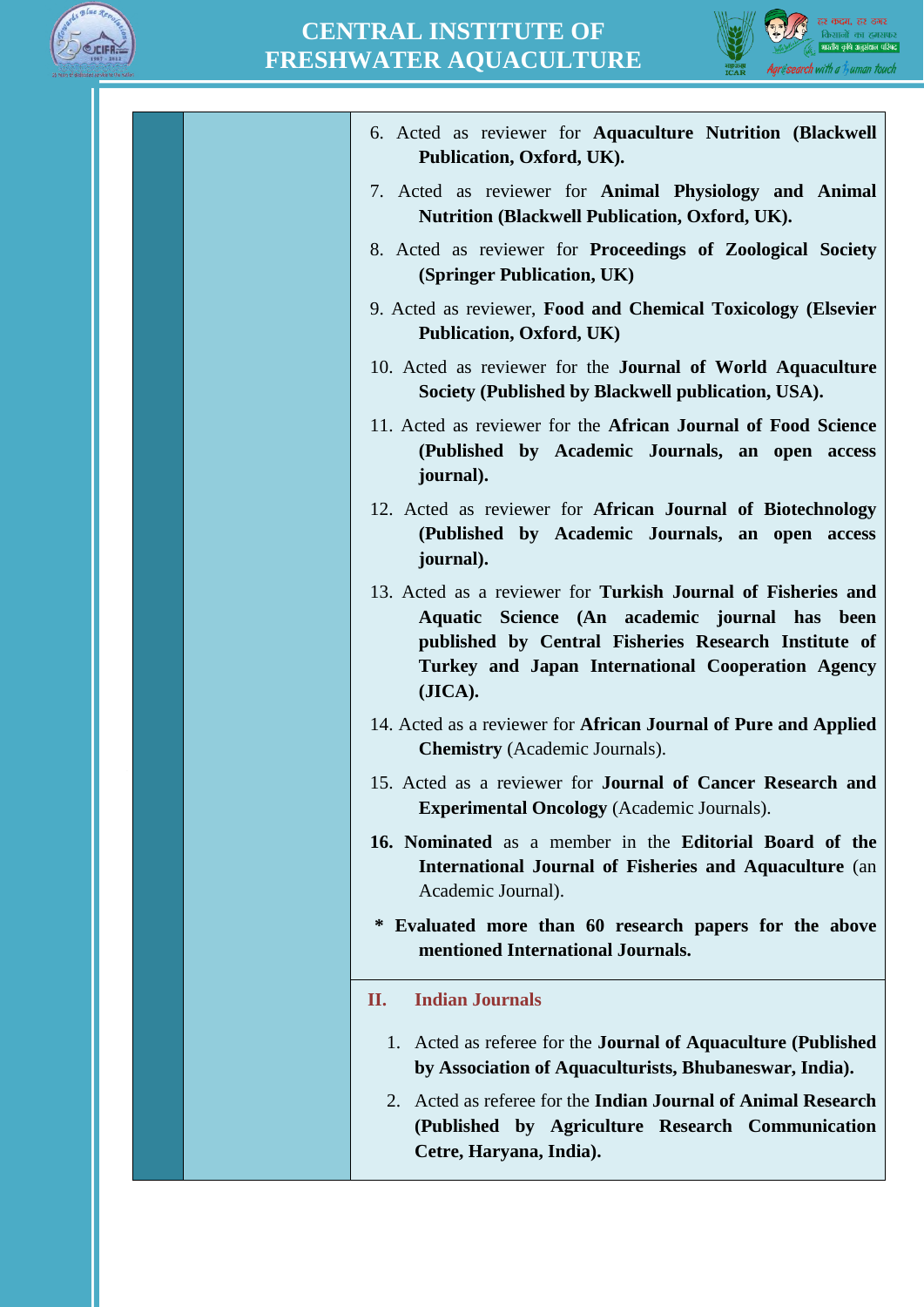6. Acted as reviewer for **Aquaculture Nutrition (Blackwell Publication, Oxford, UK).**
7. Acted as reviewer for **Animal Physiology and Animal Nutrition (Blackwell Publication, Oxford, UK).**
8. Acted as reviewer for **Proceedings of Zoological Society (Springer Publication, UK)**
9. Acted as reviewer, **Food and Chemical Toxicology (Elsevier Publication, Oxford, UK)**
10. Acted as reviewer for the **Journal of World Aquaculture Society (Published by Blackwell publication, USA).**
11. Acted as reviewer for the **African Journal of Food Science (Published by Academic Journals, an open access journal).**
12. Acted as reviewer for **African Journal of Biotechnology (Published by Academic Journals, an open access journal).**
13. Acted as a reviewer for **Turkish Journal of Fisheries and Aquatic Science (An academic journal has been published by Central Fisheries Research Institute of Turkey and Japan International Cooperation Agency (JICA).**
14. Acted as a reviewer for **African Journal of Pure and Applied Chemistry** (Academic Journals).
15. Acted as a reviewer for **Journal of Cancer Research and Experimental Oncology** (Academic Journals).
16. **Nominated** as a member in the **Editorial Board of the International Journal of Fisheries and Aquaculture** (an Academic Journal).

\* **Evaluated more than 60 research papers for the above mentioned International Journals.**

## II. Indian Journals

1. Acted as referee for the **Journal of Aquaculture (Published by Association of Aquaculturists, Bhubaneswar, India).**
2. Acted as referee for the **Indian Journal of Animal Research (Published by Agriculture Research Communication Cetre, Haryana, India).**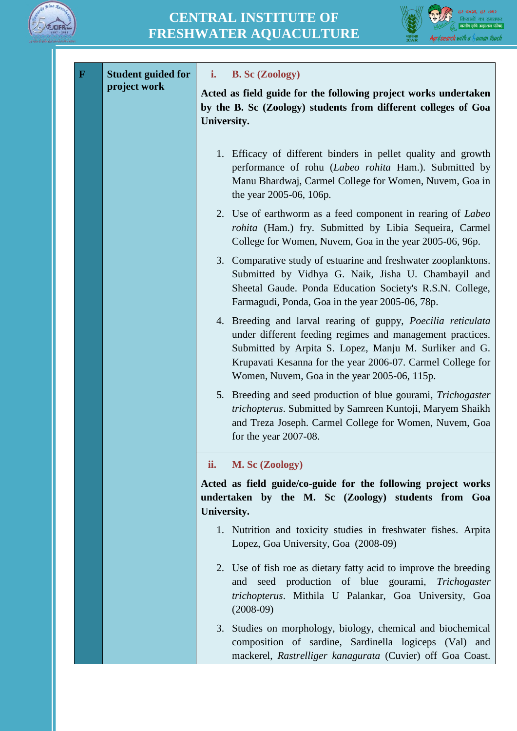| F | Student guided for project work | **i. B. Sc (Zoology)** |
|---|---|---|
| | | **Acted as field guide for the following project works undertaken by the B. Sc (Zoology) students from different colleges of Goa University.** |
| | | 1. Efficacy of different binders in pellet quality and growth performance of rohu (*Labeo rohita* Ham.). Submitted by Manu Bhardwaj, Carmel College for Women, Nuvem, Goa in the year 2005-06, 106p. |
| | | 2. Use of earthworm as a feed component in rearing of *Labeo rohita* (Ham.) fry. Submitted by Libia Sequeira, Carmel College for Women, Nuvem, Goa in the year 2005-06, 96p. |
| | | 3. Comparative study of estuarine and freshwater zooplanktons. Submitted by Vidhya G. Naik, Jisha U. Chambayil and Sheetal Gaude. Ponda Education Society's R.S.N. College, Farmagudi, Ponda, Goa in the year 2005-06, 78p. |
| | | 4. Breeding and larval rearing of guppy, *Poecilia reticulata* under different feeding regimes and management practices. Submitted by Arpita S. Lopez, Manju M. Surliker and G. Krupavati Kesanna for the year 2006-07. Carmel College for Women, Nuvem, Goa in the year 2005-06, 115p. |
| | | 5. Breeding and seed production of blue gourami, *Trichogaster trichopterus*. Submitted by Samreen Kuntoji, Maryem Shaikh and Treza Joseph. Carmel College for Women, Nuvem, Goa for the year 2007-08. |
| | | **ii. M. Sc (Zoology)** |
| | | **Acted as field guide/co-guide for the following project works undertaken by the M. Sc (Zoology) students from Goa University.** |
| | | 1. Nutrition and toxicity studies in freshwater fishes. Arpita Lopez, Goa University, Goa (2008-09) |
| | | 2. Use of fish roe as dietary fatty acid to improve the breeding and seed production of blue gourami, *Trichogaster trichopterus*. Mithila U Palankar, Goa University, Goa (2008-09) |
| | | 3. Studies on morphology, biology, chemical and biochemical composition of sardine, Sardinella logiceps (Val) and mackerel, *Rastrelliger kanagurata* (Cuvier) off Goa Coast. |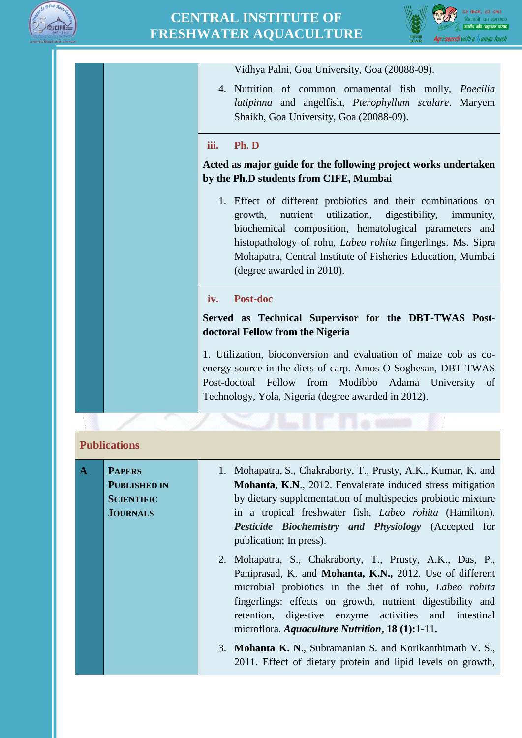Vidhya Palni, Goa University, Goa (20088-09).

4. Nutrition of common ornamental fish molly, *Poecilia latipinna* and angelfish, *Pterophyllum scalare*. Maryem Shaikh, Goa University, Goa (20088-09).

**iii. Ph. D**

**Acted as major guide for the following project works undertaken by the Ph.D students from CIFE, Mumbai**

1. Effect of different probiotics and their combinations on growth, nutrient utilization, digestibility, immunity, biochemical composition, hematological parameters and histopathology of rohu, *Labeo rohita* fingerlings. Ms. Sipra Mohapatra, Central Institute of Fisheries Education, Mumbai (degree awarded in 2010).

**iv. Post-doc**

**Served as Technical Supervisor for the DBT-TWAS Post-doctoral Fellow from the Nigeria**

1. Utilization, bioconversion and evaluation of maize cob as co-energy source in the diets of carp. Amos O Sogbesan, DBT-TWAS Post-doctoal Fellow from Modibbo Adama University of Technology, Yola, Nigeria (degree awarded in 2012).

## Publications

### A PAPERS PUBLISHED IN SCIENTIFIC JOURNALS

1. Mohapatra, S., Chakraborty, T., Prusty, A.K., Kumar, K. and **Mohanta, K.N**., 2012. Fenvalerate induced stress mitigation by dietary supplementation of multispecies probiotic mixture in a tropical freshwater fish, *Labeo rohita* (Hamilton). ***Pesticide Biochemistry and Physiology*** (Accepted for publication; In press).

2. Mohapatra, S., Chakraborty, T., Prusty, A.K., Das, P., Paniprasad, K. and **Mohanta, K.N.,** 2012. Use of different microbial probiotics in the diet of rohu, *Labeo rohita* fingerlings: effects on growth, nutrient digestibility and retention, digestive enzyme activities and intestinal microflora. ***Aquaculture Nutrition*****, 18 (1):**1-11**.**

3. **Mohanta K. N**., Subramanian S. and Korikanthimath V. S., 2011. Effect of dietary protein and lipid levels on growth,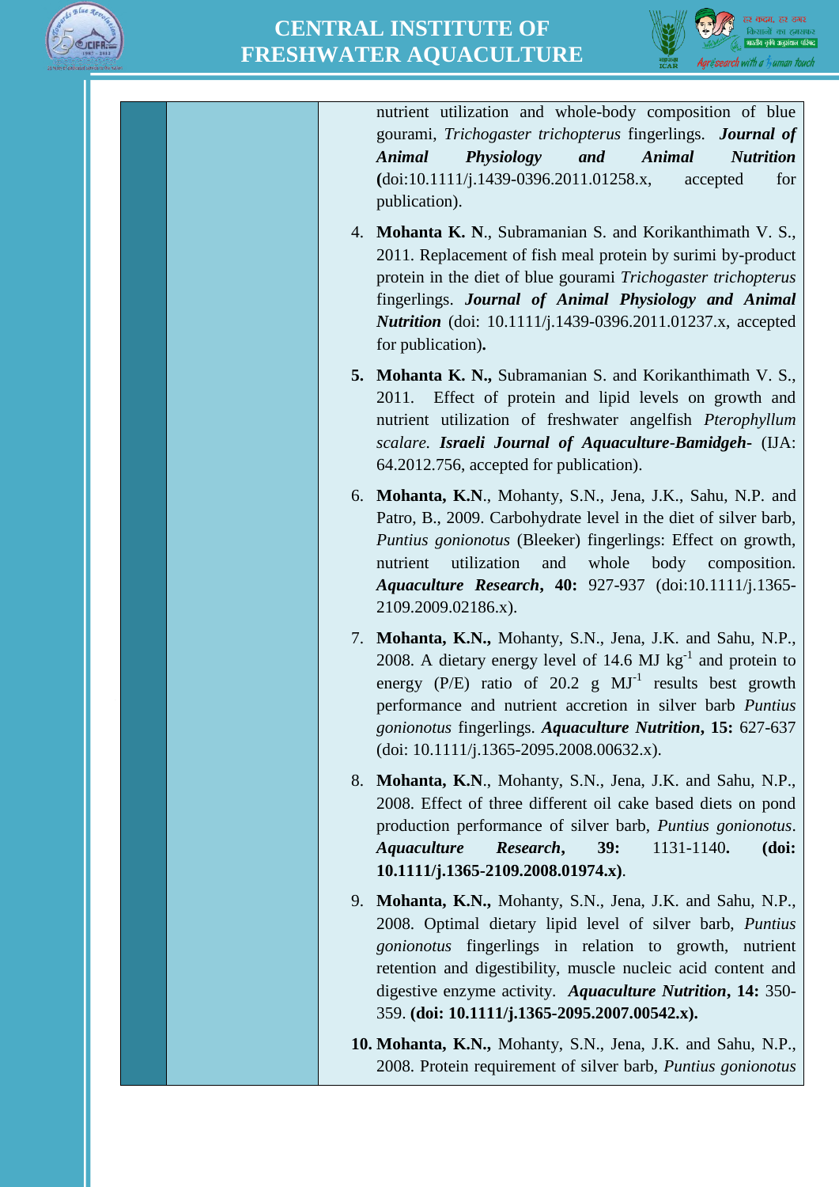nutrient utilization and whole-body composition of blue gourami, *Trichogaster trichopterus* fingerlings. ***Journal of Animal Physiology and Animal Nutrition*** **(**doi:10.1111/j.1439-0396.2011.01258.x, accepted for publication).

4. **Mohanta K. N**., Subramanian S. and Korikanthimath V. S., 2011. Replacement of fish meal protein by surimi by-product protein in the diet of blue gourami *Trichogaster trichopterus* fingerlings. ***Journal of Animal Physiology and Animal Nutrition*** (doi: 10.1111/j.1439-0396.2011.01237.x, accepted for publication**).**

5. **Mohanta K. N.,** Subramanian S. and Korikanthimath V. S., 2011. Effect of protein and lipid levels on growth and nutrient utilization of freshwater angelfish *Pterophyllum scalare*. ***Israeli Journal of Aquaculture-Bamidgeh-*** (IJA: 64.2012.756, accepted for publication).

6. **Mohanta, K.N**., Mohanty, S.N., Jena, J.K., Sahu, N.P. and Patro, B., 2009. Carbohydrate level in the diet of silver barb, *Puntius gonionotus* (Bleeker) fingerlings: Effect on growth, nutrient utilization and whole body composition. ***Aquaculture Research*****, 40:** 927-937 (doi:10.1111/j.1365-2109.2009.02186.x).

7. **Mohanta, K.N.,** Mohanty, S.N., Jena, J.K. and Sahu, N.P., 2008. A dietary energy level of 14.6 MJ $kg^{-1}$ and protein to energy (P/E) ratio of 20.2 g $MJ^{-1}$ results best growth performance and nutrient accretion in silver barb *Puntius gonionotus* fingerlings. ***Aquaculture Nutrition*****, 15:** 627-637 (doi: 10.1111/j.1365-2095.2008.00632.x).

8. **Mohanta, K.N**., Mohanty, S.N., Jena, J.K. and Sahu, N.P., 2008. Effect of three different oil cake based diets on pond production performance of silver barb, *Puntius gonionotus*. ***Aquaculture Research*****, 39:** 1131-1140**. (doi: 10.1111/j.1365-2109.2008.01974.x)**.

9. **Mohanta, K.N.,** Mohanty, S.N., Jena, J.K. and Sahu, N.P., 2008. Optimal dietary lipid level of silver barb, *Puntius gonionotus* fingerlings in relation to growth, nutrient retention and digestibility, muscle nucleic acid content and digestive enzyme activity. ***Aquaculture Nutrition*****, 14:** 350-359. **(doi: 10.1111/j.1365-2095.2007.00542.x).**

10. **Mohanta, K.N.,** Mohanty, S.N., Jena, J.K. and Sahu, N.P., 2008. Protein requirement of silver barb, *Puntius gonionotus*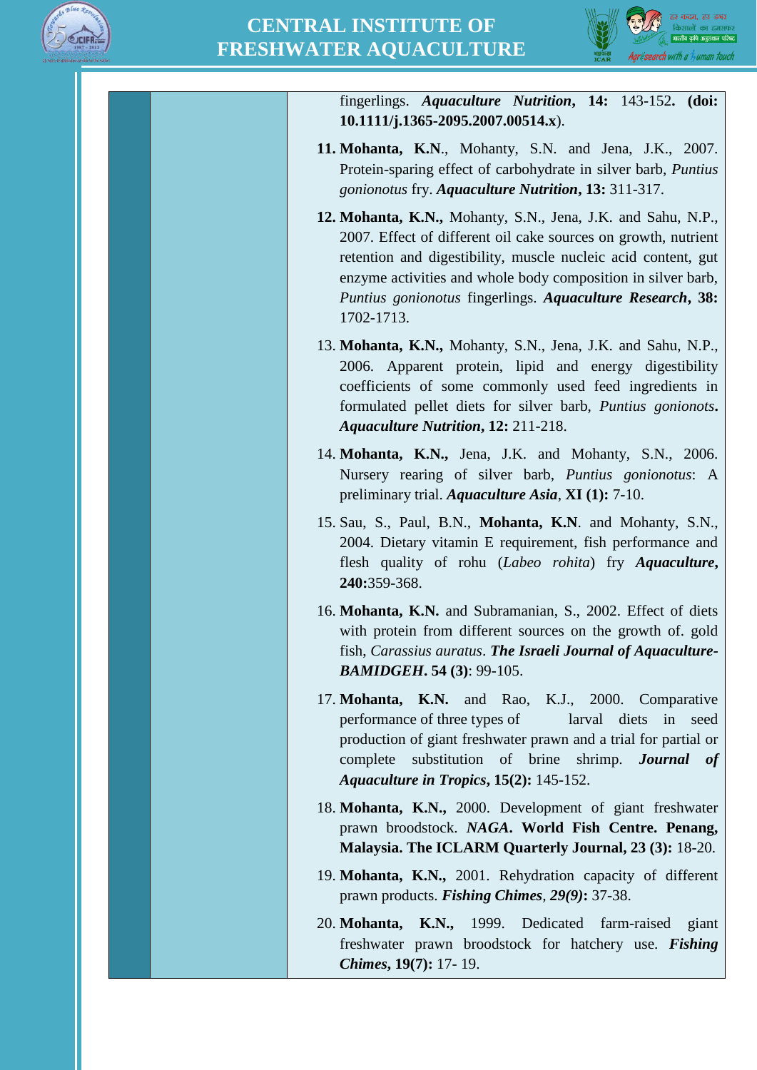fingerlings. ***Aquaculture Nutrition*, 14:** 143-152**. (doi: 10.1111/j.1365-2095.2007.00514.x**).

11. **Mohanta, K.N**., Mohanty, S.N. and Jena, J.K., 2007. Protein-sparing effect of carbohydrate in silver barb, *Puntius gonionotus* fry. ***Aquaculture Nutrition*, 13:** 311-317.

12. **Mohanta, K.N.,** Mohanty, S.N., Jena, J.K. and Sahu, N.P., 2007. Effect of different oil cake sources on growth, nutrient retention and digestibility, muscle nucleic acid content, gut enzyme activities and whole body composition in silver barb, *Puntius gonionotus* fingerlings. ***Aquaculture Research*, 38:** 1702-1713.

13. **Mohanta, K.N.,** Mohanty, S.N., Jena, J.K. and Sahu, N.P., 2006. Apparent protein, lipid and energy digestibility coefficients of some commonly used feed ingredients in formulated pellet diets for silver barb, *Puntius gonionots***.** ***Aquaculture Nutrition*, 12:** 211-218.

14. **Mohanta, K.N.,** Jena, J.K. and Mohanty, S.N., 2006. Nursery rearing of silver barb, *Puntius gonionotus*: A preliminary trial. ***Aquaculture Asia***, **XI (1):** 7-10.

15. Sau, S., Paul, B.N., **Mohanta, K.N**. and Mohanty, S.N., 2004. Dietary vitamin E requirement, fish performance and flesh quality of rohu (*Labeo rohita*) fry ***Aquaculture*, 240:**359-368.

16. **Mohanta, K.N.** and Subramanian, S., 2002. Effect of diets with protein from different sources on the growth of. gold fish, *Carassius auratus*. ***The Israeli Journal of Aquaculture-BAMIDGEH*. 54 (3)**: 99-105.

17. **Mohanta, K.N.** and Rao, K.J., 2000. Comparative performance of three types of larval diets in seed production of giant freshwater prawn and a trial for partial or complete substitution of brine shrimp. ***Journal of Aquaculture in Tropics*, 15(2):** 145-152.

18. **Mohanta, K.N.,** 2000. Development of giant freshwater prawn broodstock. ***NAGA*. World Fish Centre. Penang, Malaysia. The ICLARM Quarterly Journal, 23 (3):** 18-20.

19. **Mohanta, K.N.,** 2001. Rehydration capacity of different prawn products. ***Fishing Chimes*, *29(9)*:** 37-38.

20. **Mohanta, K.N.,** 1999. Dedicated farm-raised giant freshwater prawn broodstock for hatchery use. ***Fishing Chimes*, 19(7):** 17- 19.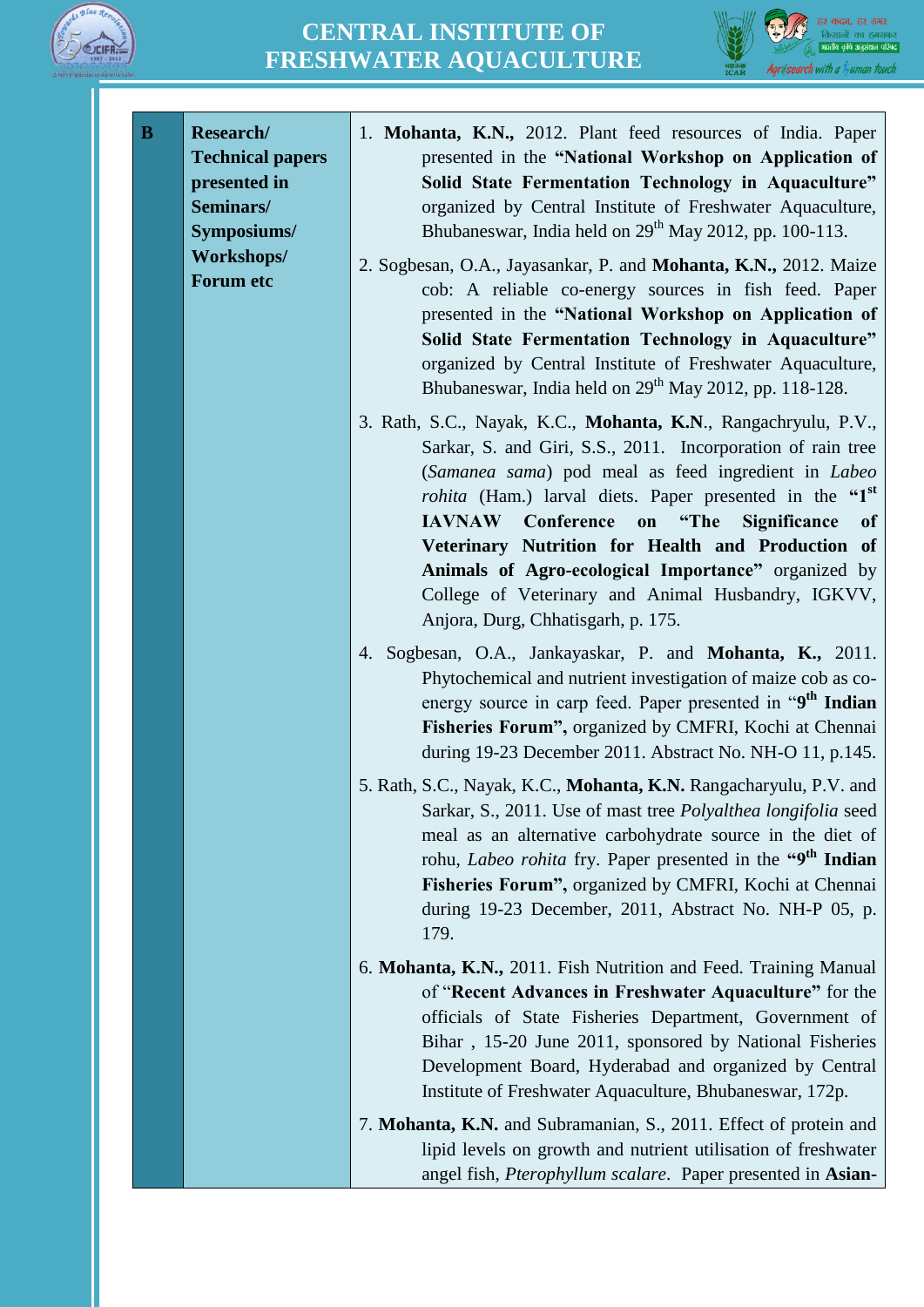| B | Research/ Technical papers presented in Seminars/ Symposiums/ Workshops/ Forum etc | 1. **Mohanta, K.N.,** 2012. Plant feed resources of India. Paper presented in the **"National Workshop on Application of Solid State Fermentation Technology in Aquaculture"** organized by Central Institute of Freshwater Aquaculture, Bhubaneswar, India held on 29th May 2012, pp. 100-113.<br><br>2. Sogbesan, O.A., Jayasankar, P. and **Mohanta, K.N.,** 2012. Maize cob: A reliable co-energy sources in fish feed. Paper presented in the **"National Workshop on Application of Solid State Fermentation Technology in Aquaculture"** organized by Central Institute of Freshwater Aquaculture, Bhubaneswar, India held on 29th May 2012, pp. 118-128.<br><br>3. Rath, S.C., Nayak, K.C., **Mohanta, K.N**., Rangachryulu, P.V., Sarkar, S. and Giri, S.S., 2011. Incorporation of rain tree (*Samanea sama*) pod meal as feed ingredient in *Labeo rohita* (Ham.) larval diets. Paper presented in the **"1st IAVNAW Conference on "The Significance of Veterinary Nutrition for Health and Production of Animals of Agro-ecological Importance"** organized by College of Veterinary and Animal Husbandry, IGKVV, Anjora, Durg, Chhatisgarh, p. 175.<br><br>4. Sogbesan, O.A., Jankayaskar, P. and **Mohanta, K.,** 2011. Phytochemical and nutrient investigation of maize cob as co-energy source in carp feed. Paper presented in "**9th Indian Fisheries Forum",** organized by CMFRI, Kochi at Chennai during 19-23 December 2011. Abstract No. NH-O 11, p.145.<br><br>5. Rath, S.C., Nayak, K.C., **Mohanta, K.N.** Rangacharyulu, P.V. and Sarkar, S., 2011. Use of mast tree *Polyalthea longifolia* seed meal as an alternative carbohydrate source in the diet of rohu, *Labeo rohita* fry. Paper presented in the **"9th Indian Fisheries Forum",** organized by CMFRI, Kochi at Chennai during 19-23 December, 2011, Abstract No. NH-P 05, p. 179.<br><br>6. **Mohanta, K.N.,** 2011. Fish Nutrition and Feed. Training Manual of "**Recent Advances in Freshwater Aquaculture"** for the officials of State Fisheries Department, Government of Bihar , 15-20 June 2011, sponsored by National Fisheries Development Board, Hyderabad and organized by Central Institute of Freshwater Aquaculture, Bhubaneswar, 172p.<br><br>7. **Mohanta, K.N.** and Subramanian, S., 2011. Effect of protein and lipid levels on growth and nutrient utilisation of freshwater angel fish, *Pterophyllum scalare*. Paper presented in **Asian-** |
|---|---|---|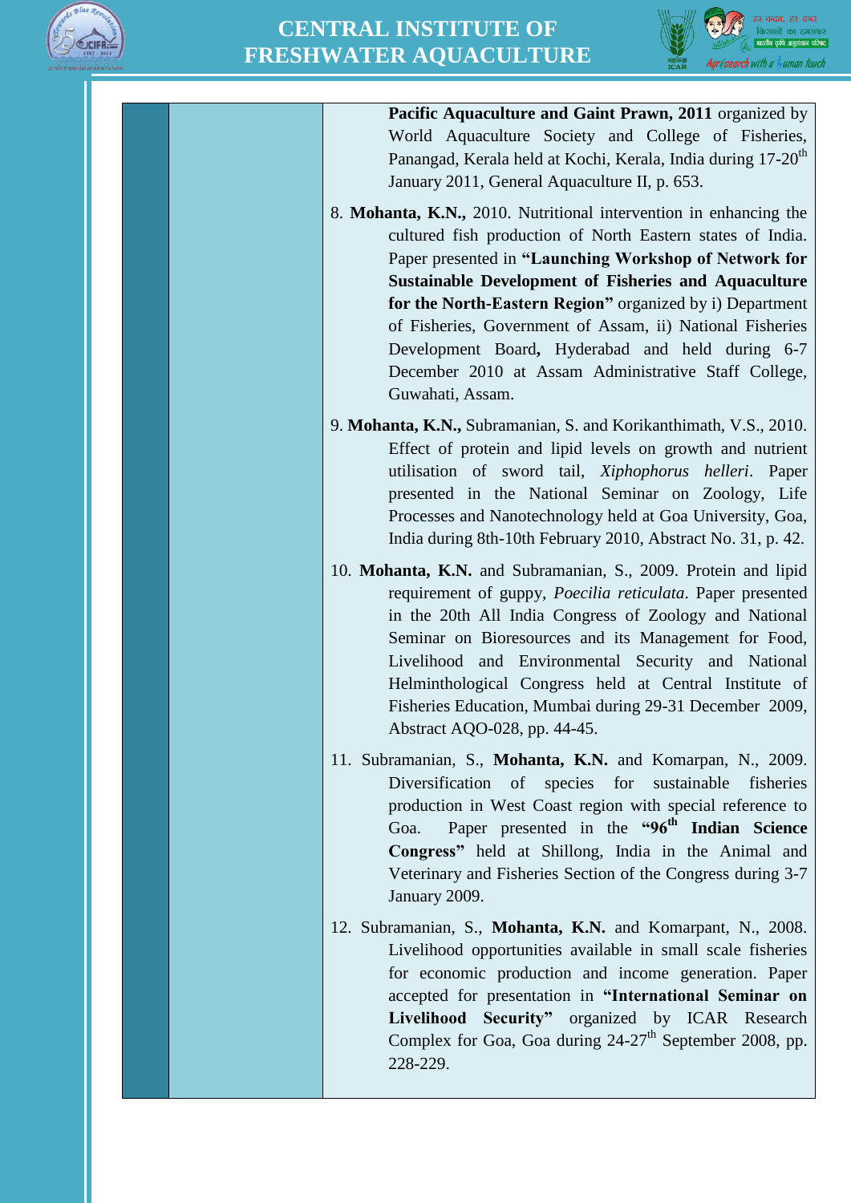**Pacific Aquaculture and Gaint Prawn, 2011** organized by World Aquaculture Society and College of Fisheries, Panangad, Kerala held at Kochi, Kerala, India during 17-20th January 2011, General Aquaculture II, p. 653.

8. **Mohanta, K.N.,** 2010. Nutritional intervention in enhancing the cultured fish production of North Eastern states of India. Paper presented in **"Launching Workshop of Network for Sustainable Development of Fisheries and Aquaculture for the North-Eastern Region"** organized by i) Department of Fisheries, Government of Assam, ii) National Fisheries Development Board**,** Hyderabad and held during 6-7 December 2010 at Assam Administrative Staff College, Guwahati, Assam.

9. **Mohanta, K.N.,** Subramanian, S. and Korikanthimath, V.S., 2010. Effect of protein and lipid levels on growth and nutrient utilisation of sword tail, *Xiphophorus helleri*. Paper presented in the National Seminar on Zoology, Life Processes and Nanotechnology held at Goa University, Goa, India during 8th-10th February 2010, Abstract No. 31, p. 42.

10. **Mohanta, K.N.** and Subramanian, S., 2009. Protein and lipid requirement of guppy, *Poecilia reticulata*. Paper presented in the 20th All India Congress of Zoology and National Seminar on Bioresources and its Management for Food, Livelihood and Environmental Security and National Helminthological Congress held at Central Institute of Fisheries Education, Mumbai during 29-31 December 2009, Abstract AQO-028, pp. 44-45.

11. Subramanian, S., **Mohanta, K.N.** and Komarpan, N., 2009. Diversification of species for sustainable fisheries production in West Coast region with special reference to Goa. Paper presented in the **"96th Indian Science Congress"** held at Shillong, India in the Animal and Veterinary and Fisheries Section of the Congress during 3-7 January 2009.

12. Subramanian, S., **Mohanta, K.N.** and Komarpant, N., 2008. Livelihood opportunities available in small scale fisheries for economic production and income generation. Paper accepted for presentation in **"International Seminar on Livelihood Security"** organized by ICAR Research Complex for Goa, Goa during 24-27th September 2008, pp. 228-229.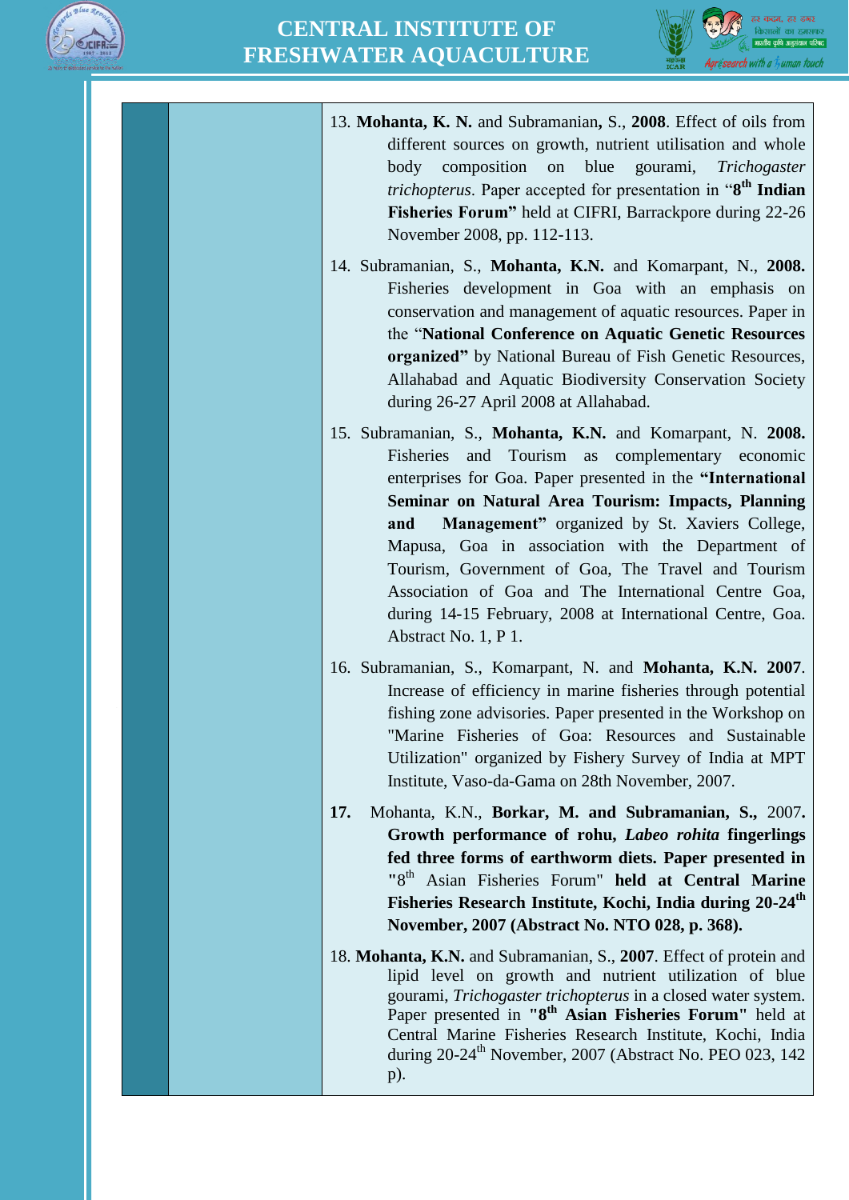13. **Mohanta, K. N.** and Subramanian**,** S., **2008**. Effect of oils from different sources on growth, nutrient utilisation and whole body composition on blue gourami, *Trichogaster trichopterus*. Paper accepted for presentation in "**8th Indian Fisheries Forum"** held at CIFRI, Barrackpore during 22-26 November 2008, pp. 112-113.

14. Subramanian, S., **Mohanta, K.N.** and Komarpant, N., **2008.** Fisheries development in Goa with an emphasis on conservation and management of aquatic resources. Paper in the "**National Conference on Aquatic Genetic Resources organized"** by National Bureau of Fish Genetic Resources, Allahabad and Aquatic Biodiversity Conservation Society during 26-27 April 2008 at Allahabad.

15. Subramanian, S., **Mohanta, K.N.** and Komarpant, N. **2008.** Fisheries and Tourism as complementary economic enterprises for Goa. Paper presented in the **"International Seminar on Natural Area Tourism: Impacts, Planning and Management"** organized by St. Xaviers College, Mapusa, Goa in association with the Department of Tourism, Government of Goa, The Travel and Tourism Association of Goa and The International Centre Goa, during 14-15 February, 2008 at International Centre, Goa. Abstract No. 1, P 1.

16. Subramanian, S., Komarpant, N. and **Mohanta, K.N. 2007**. Increase of efficiency in marine fisheries through potential fishing zone advisories. Paper presented in the Workshop on "Marine Fisheries of Goa: Resources and Sustainable Utilization" organized by Fishery Survey of India at MPT Institute, Vaso-da-Gama on 28th November, 2007.

**17.** Mohanta, K.N., **Borkar, M. and Subramanian, S.,** 2007**. Growth performance of rohu, *Labeo rohita* fingerlings fed three forms of earthworm diets. Paper presented in "**8th Asian Fisheries Forum" **held at Central Marine Fisheries Research Institute, Kochi, India during 20-24th November, 2007 (Abstract No. NTO 028, p. 368).**

18. **Mohanta, K.N.** and Subramanian, S., **2007**. Effect of protein and lipid level on growth and nutrient utilization of blue gourami, *Trichogaster trichopterus* in a closed water system. Paper presented in **"8th Asian Fisheries Forum"** held at Central Marine Fisheries Research Institute, Kochi, India during 20-24th November, 2007 (Abstract No. PEO 023, 142 p).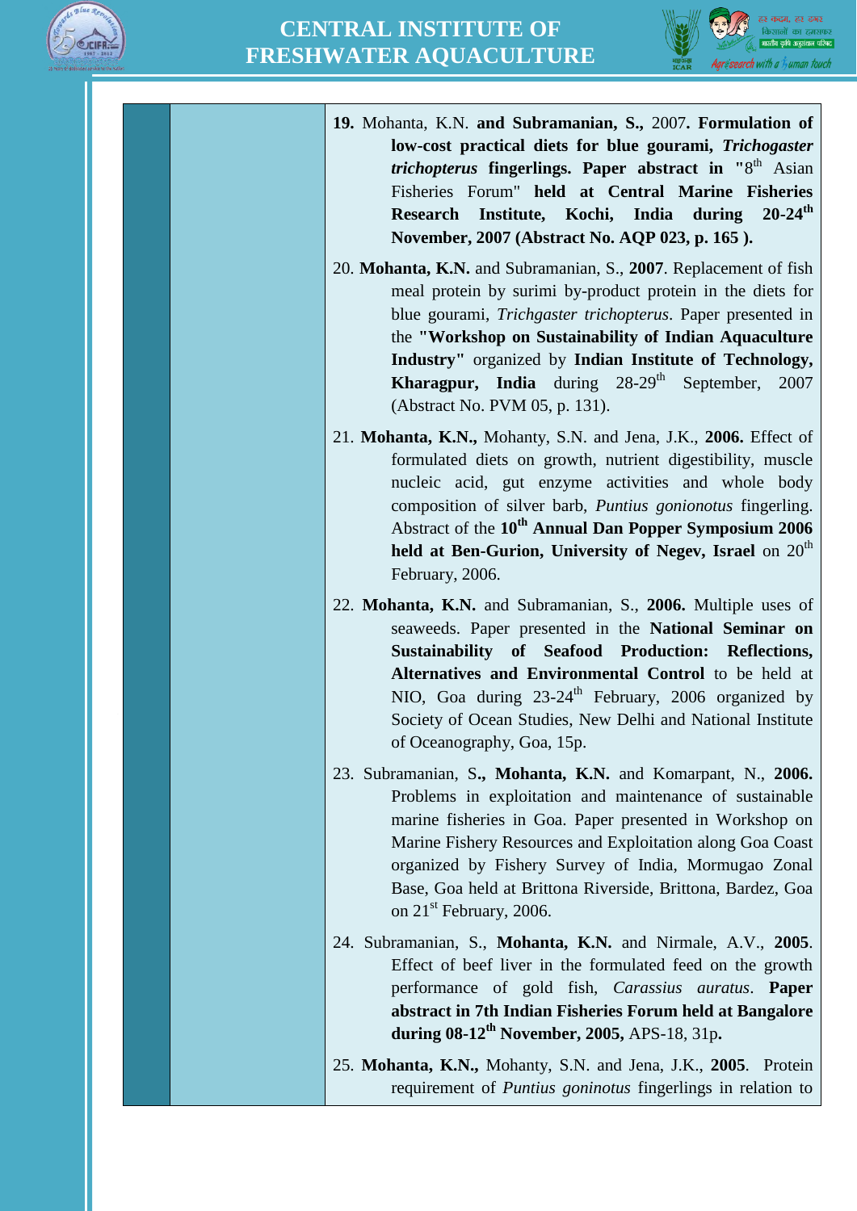**19.** Mohanta, K.N. **and Subramanian, S.,** 2007**. Formulation of low-cost practical diets for blue gourami, *Trichogaster trichopterus* fingerlings. Paper abstract in** "8th Asian Fisheries Forum" **held at Central Marine Fisheries Research Institute, Kochi, India during 20-24th November, 2007 (Abstract No. AQP 023, p. 165 ).**

20. **Mohanta, K.N.** and Subramanian, S., **2007**. Replacement of fish meal protein by surimi by-product protein in the diets for blue gourami, *Trichgaster trichopterus*. Paper presented in the **"Workshop on Sustainability of Indian Aquaculture Industry"** organized by **Indian Institute of Technology, Kharagpur, India** during 28-29th September, 2007 (Abstract No. PVM 05, p. 131).

21. **Mohanta, K.N.,** Mohanty, S.N. and Jena, J.K., **2006.** Effect of formulated diets on growth, nutrient digestibility, muscle nucleic acid, gut enzyme activities and whole body composition of silver barb, *Puntius gonionotus* fingerling. Abstract of the **10th Annual Dan Popper Symposium 2006 held at Ben-Gurion, University of Negev, Israel** on 20th February, 2006.

22. **Mohanta, K.N.** and Subramanian, S., **2006.** Multiple uses of seaweeds. Paper presented in the **National Seminar on Sustainability of Seafood Production: Reflections, Alternatives and Environmental Control** to be held at NIO, Goa during 23-24th February, 2006 organized by Society of Ocean Studies, New Delhi and National Institute of Oceanography, Goa, 15p.

23. Subramanian, S**., Mohanta, K.N.** and Komarpant, N., **2006.** Problems in exploitation and maintenance of sustainable marine fisheries in Goa. Paper presented in Workshop on Marine Fishery Resources and Exploitation along Goa Coast organized by Fishery Survey of India, Mormugao Zonal Base, Goa held at Brittona Riverside, Brittona, Bardez, Goa on 21st February, 2006.

24. Subramanian, S., **Mohanta, K.N.** and Nirmale, A.V., **2005**. Effect of beef liver in the formulated feed on the growth performance of gold fish, *Carassius auratus*. **Paper abstract in 7th Indian Fisheries Forum held at Bangalore during 08-12th November, 2005,** APS-18, 31p**.**

25. **Mohanta, K.N.,** Mohanty, S.N. and Jena, J.K., **2005**. Protein requirement of *Puntius goninotus* fingerlings in relation to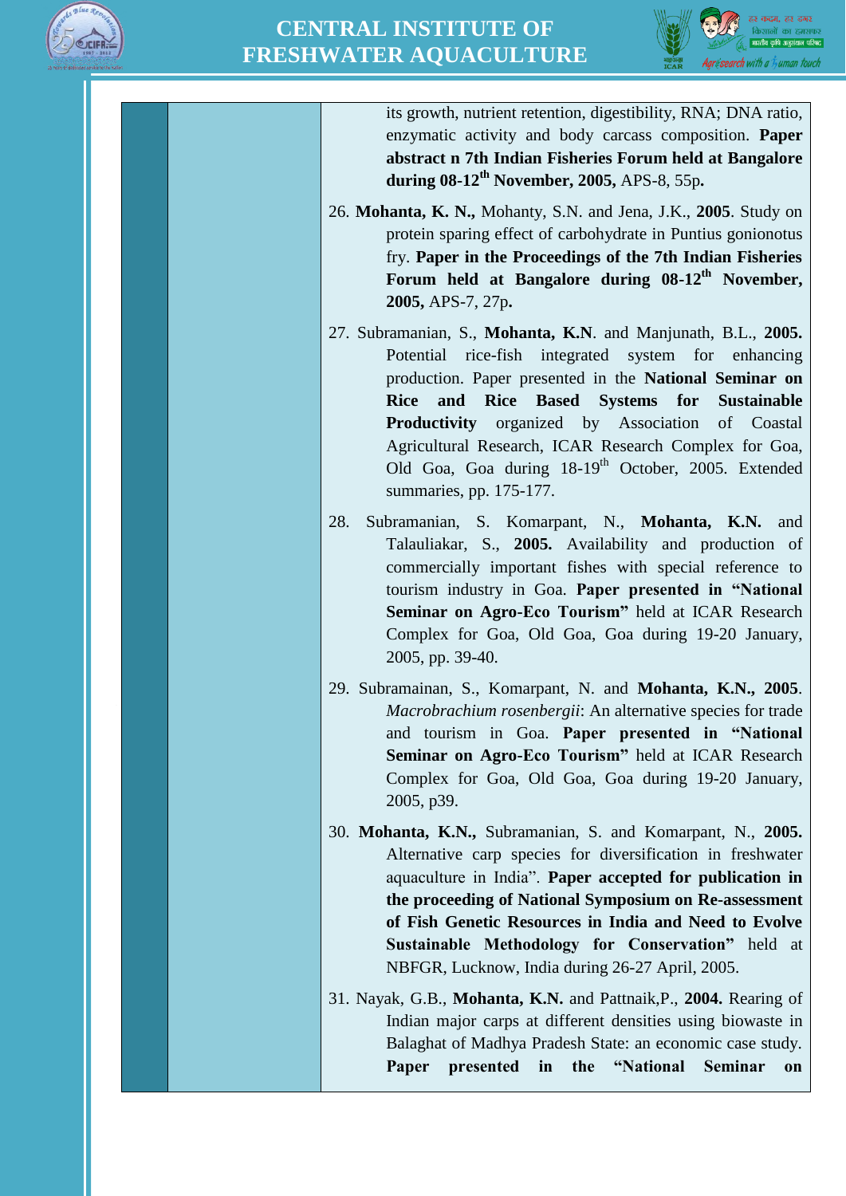its growth, nutrient retention, digestibility, RNA; DNA ratio, enzymatic activity and body carcass composition. **Paper abstract n 7th Indian Fisheries Forum held at Bangalore during 08-12th November, 2005,** APS-8, 55p**.**

26. **Mohanta, K. N.,** Mohanty, S.N. and Jena, J.K., **2005**. Study on protein sparing effect of carbohydrate in Puntius gonionotus fry. **Paper in the Proceedings of the 7th Indian Fisheries Forum held at Bangalore during 08-12th November, 2005,** APS-7, 27p**.**

27. Subramanian, S., **Mohanta, K.N**. and Manjunath, B.L., **2005.** Potential rice-fish integrated system for enhancing production. Paper presented in the **National Seminar on Rice and Rice Based Systems for Sustainable Productivity** organized by Association of Coastal Agricultural Research, ICAR Research Complex for Goa, Old Goa, Goa during 18-19th October, 2005. Extended summaries, pp. 175-177.

28. Subramanian, S. Komarpant, N., **Mohanta, K.N.** and Talauliakar, S., **2005.** Availability and production of commercially important fishes with special reference to tourism industry in Goa. **Paper presented in "National Seminar on Agro-Eco Tourism"** held at ICAR Research Complex for Goa, Old Goa, Goa during 19-20 January, 2005, pp. 39-40.

29. Subramainan, S., Komarpant, N. and **Mohanta, K.N., 2005**. *Macrobrachium rosenbergii*: An alternative species for trade and tourism in Goa. **Paper presented in "National Seminar on Agro-Eco Tourism"** held at ICAR Research Complex for Goa, Old Goa, Goa during 19-20 January, 2005, p39.

30. **Mohanta, K.N.,** Subramanian, S. and Komarpant, N., **2005.** Alternative carp species for diversification in freshwater aquaculture in India". **Paper accepted for publication in the proceeding of National Symposium on Re-assessment of Fish Genetic Resources in India and Need to Evolve Sustainable Methodology for Conservation"** held at NBFGR, Lucknow, India during 26-27 April, 2005.

31. Nayak, G.B., **Mohanta, K.N.** and Pattnaik,P., **2004.** Rearing of Indian major carps at different densities using biowaste in Balaghat of Madhya Pradesh State: an economic case study. **Paper presented in the "National Seminar on**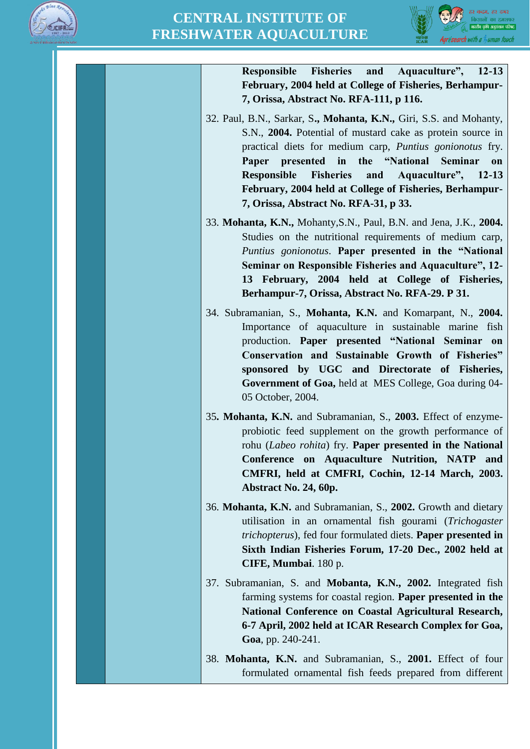Responsible Fisheries and Aquaculture", 12-13 February, 2004 held at College of Fisheries, Berhampur-7, Orissa, Abstract No. RFA-111, p 116.**

32. Paul, B.N., Sarkar, S**., Mohanta, K.N.,** Giri, S.S. and Mohanty, S.N., **2004.** Potential of mustard cake as protein source in practical diets for medium carp, *Puntius gonionotus* fry. **Paper presented in the "National Seminar on Responsible Fisheries and Aquaculture", 12-13 February, 2004 held at College of Fisheries, Berhampur-7, Orissa, Abstract No. RFA-31, p 33.**

33. **Mohanta, K.N.,** Mohanty,S.N., Paul, B.N. and Jena, J.K., **2004.** Studies on the nutritional requirements of medium carp, *Puntius gonionotus*. **Paper presented in the "National Seminar on Responsible Fisheries and Aquaculture", 12-13 February, 2004 held at College of Fisheries, Berhampur-7, Orissa, Abstract No. RFA-29. P 31.**

34. Subramanian, S., **Mohanta, K.N.** and Komarpant, N., **2004.** Importance of aquaculture in sustainable marine fish production. **Paper presented "National Seminar on Conservation and Sustainable Growth of Fisheries" sponsored by UGC and Directorate of Fisheries, Government of Goa,** held at MES College, Goa during 04-05 October, 2004.

35**. Mohanta, K.N.** and Subramanian, S., **2003.** Effect of enzyme-probiotic feed supplement on the growth performance of rohu (*Labeo rohita*) fry. **Paper presented in the National Conference on Aquaculture Nutrition, NATP and CMFRI, held at CMFRI, Cochin, 12-14 March, 2003. Abstract No. 24, 60p.**

36. **Mohanta, K.N.** and Subramanian, S., **2002.** Growth and dietary utilisation in an ornamental fish gourami (*Trichogaster trichopterus*), fed four formulated diets. **Paper presented in Sixth Indian Fisheries Forum, 17-20 Dec., 2002 held at CIFE, Mumbai**. 180 p.

37. Subramanian, S. and **Mobanta, K.N., 2002.** Integrated fish farming systems for coastal region. **Paper presented in the National Conference on Coastal Agricultural Research, 6-7 April, 2002 held at ICAR Research Complex for Goa, Goa**, pp. 240-241.

38. **Mohanta, K.N.** and Subramanian, S., **2001.** Effect of four formulated ornamental fish feeds prepared from different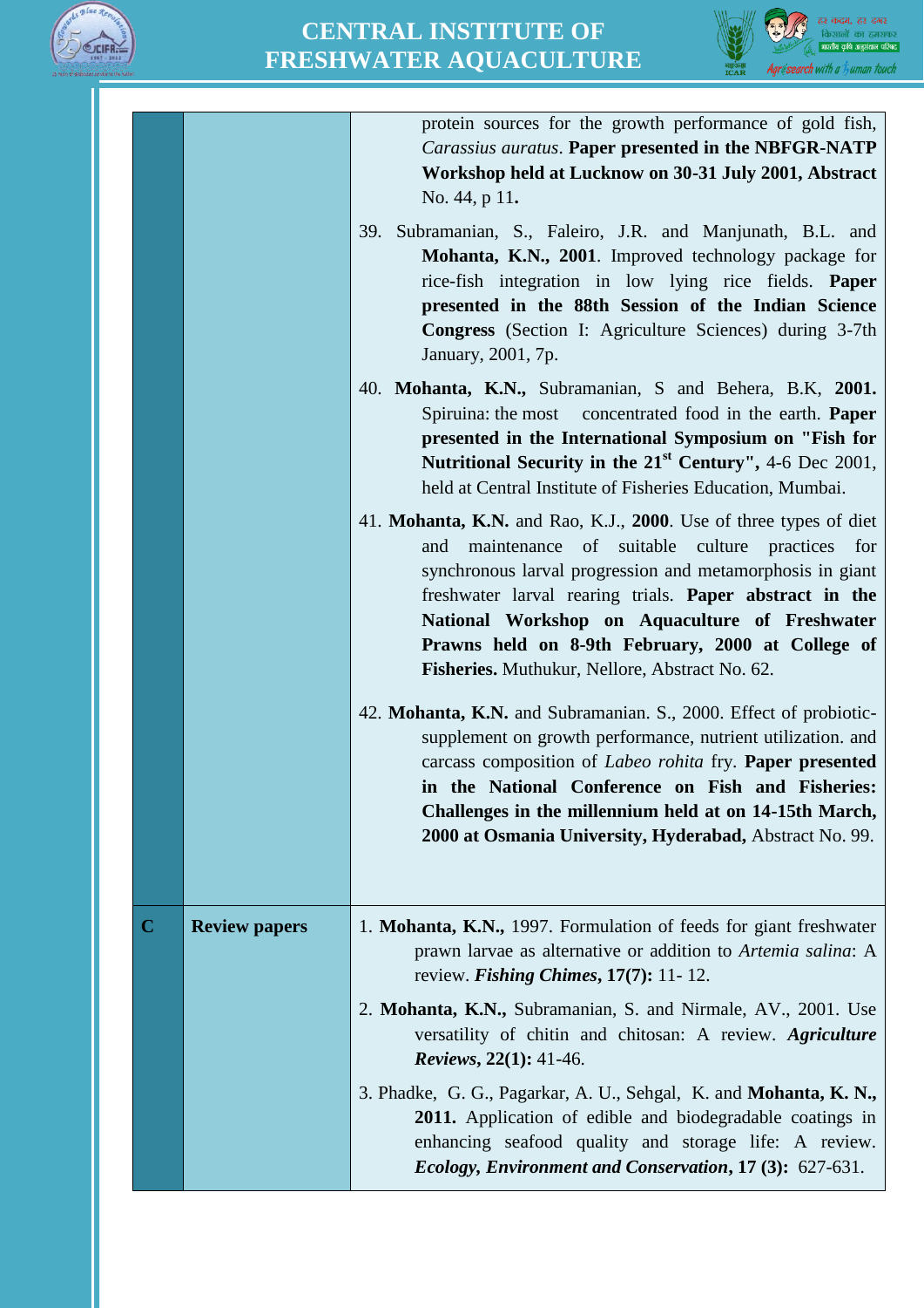| | | |
|---|---|---|
| | | protein sources for the growth performance of gold fish, *Carassius auratus*. **Paper presented in the NBFGR-NATP Workshop held at Lucknow on 30-31 July 2001, Abstract** No. 44, p 11**.**<br><br>39. Subramanian, S., Faleiro, J.R. and Manjunath, B.L. and **Mohanta, K.N., 2001**. Improved technology package for rice-fish integration in low lying rice fields. **Paper presented in the 88th Session of the Indian Science Congress** (Section I: Agriculture Sciences) during 3-7th January, 2001, 7p.<br><br>40. **Mohanta, K.N.,** Subramanian, S and Behera, B.K, **2001.** Spiruina: the most concentrated food in the earth. **Paper presented in the International Symposium on "Fish for Nutritional Security in the 21st Century",** 4-6 Dec 2001, held at Central Institute of Fisheries Education, Mumbai.<br><br>41. **Mohanta, K.N.** and Rao, K.J., **2000**. Use of three types of diet and maintenance of suitable culture practices for synchronous larval progression and metamorphosis in giant freshwater larval rearing trials. **Paper abstract in the National Workshop on Aquaculture of Freshwater Prawns held on 8-9th February, 2000 at College of Fisheries.** Muthukur, Nellore, Abstract No. 62.<br><br>42. **Mohanta, K.N.** and Subramanian. S., 2000. Effect of probiotic-supplement on growth performance, nutrient utilization. and carcass composition of *Labeo rohita* fry. **Paper presented in the National Conference on Fish and Fisheries: Challenges in the millennium held at on 14-15th March, 2000 at Osmania University, Hyderabad,** Abstract No. 99. |
| **C** | **Review papers** | 1. **Mohanta, K.N.,** 1997. Formulation of feeds for giant freshwater prawn larvae as alternative or addition to *Artemia salina*: A review. ***Fishing Chimes*, 17(7):** 11- 12.<br><br>2. **Mohanta, K.N.,** Subramanian, S. and Nirmale, AV., 2001. Use versatility of chitin and chitosan: A review. ***Agriculture Reviews*, 22(1):** 41-46.<br><br>3. Phadke, G. G., Pagarkar, A. U., Sehgal, K. and **Mohanta, K. N., 2011.** Application of edible and biodegradable coatings in enhancing seafood quality and storage life: A review. ***Ecology, Environment and Conservation*, 17 (3):** 627-631. |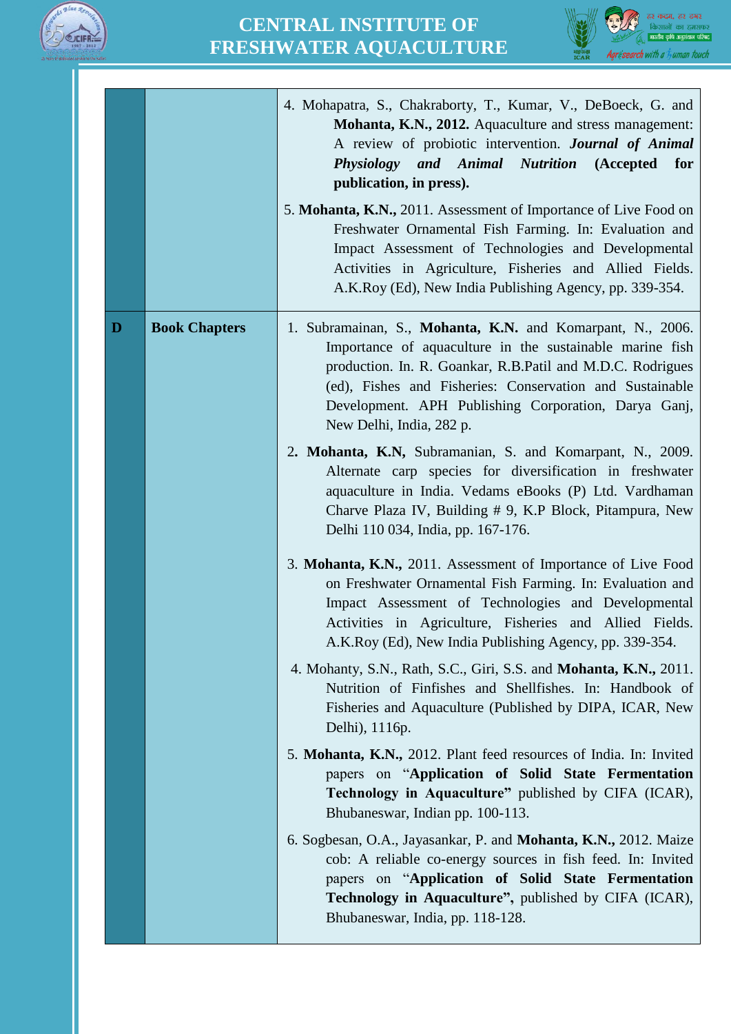| | | |
|---|---|---|
| | | 4. Mohapatra, S., Chakraborty, T., Kumar, V., DeBoeck, G. and **Mohanta, K.N., 2012.** Aquaculture and stress management: A review of probiotic intervention. ***Journal of Animal Physiology and Animal Nutrition*** **(Accepted for publication, in press).**<br><br>5. **Mohanta, K.N.,** 2011. Assessment of Importance of Live Food on Freshwater Ornamental Fish Farming. In: Evaluation and Impact Assessment of Technologies and Developmental Activities in Agriculture, Fisheries and Allied Fields. A.K.Roy (Ed), New India Publishing Agency, pp. 339-354. |
| **D** | **Book Chapters** | 1. Subramainan, S., **Mohanta, K.N.** and Komarpant, N., 2006. Importance of aquaculture in the sustainable marine fish production. In. R. Goankar, R.B.Patil and M.D.C. Rodrigues (ed), Fishes and Fisheries: Conservation and Sustainable Development. APH Publishing Corporation, Darya Ganj, New Delhi, India, 282 p.<br><br>2**. Mohanta, K.N,** Subramanian, S. and Komarpant, N., 2009. Alternate carp species for diversification in freshwater aquaculture in India. Vedams eBooks (P) Ltd. Vardhaman Charve Plaza IV, Building # 9, K.P Block, Pitampura, New Delhi 110 034, India, pp. 167-176.<br><br>3. **Mohanta, K.N.,** 2011. Assessment of Importance of Live Food on Freshwater Ornamental Fish Farming. In: Evaluation and Impact Assessment of Technologies and Developmental Activities in Agriculture, Fisheries and Allied Fields. A.K.Roy (Ed), New India Publishing Agency, pp. 339-354.<br><br>4. Mohanty, S.N., Rath, S.C., Giri, S.S. and **Mohanta, K.N.,** 2011. Nutrition of Finfishes and Shellfishes. In: Handbook of Fisheries and Aquaculture (Published by DIPA, ICAR, New Delhi), 1116p.<br><br>5. **Mohanta, K.N.,** 2012. Plant feed resources of India. In: Invited papers on "**Application of Solid State Fermentation Technology in Aquaculture"** published by CIFA (ICAR), Bhubaneswar, Indian pp. 100-113.<br><br>6. Sogbesan, O.A., Jayasankar, P. and **Mohanta, K.N.,** 2012. Maize cob: A reliable co-energy sources in fish feed. In: Invited papers on "**Application of Solid State Fermentation Technology in Aquaculture",** published by CIFA (ICAR), Bhubaneswar, India, pp. 118-128. |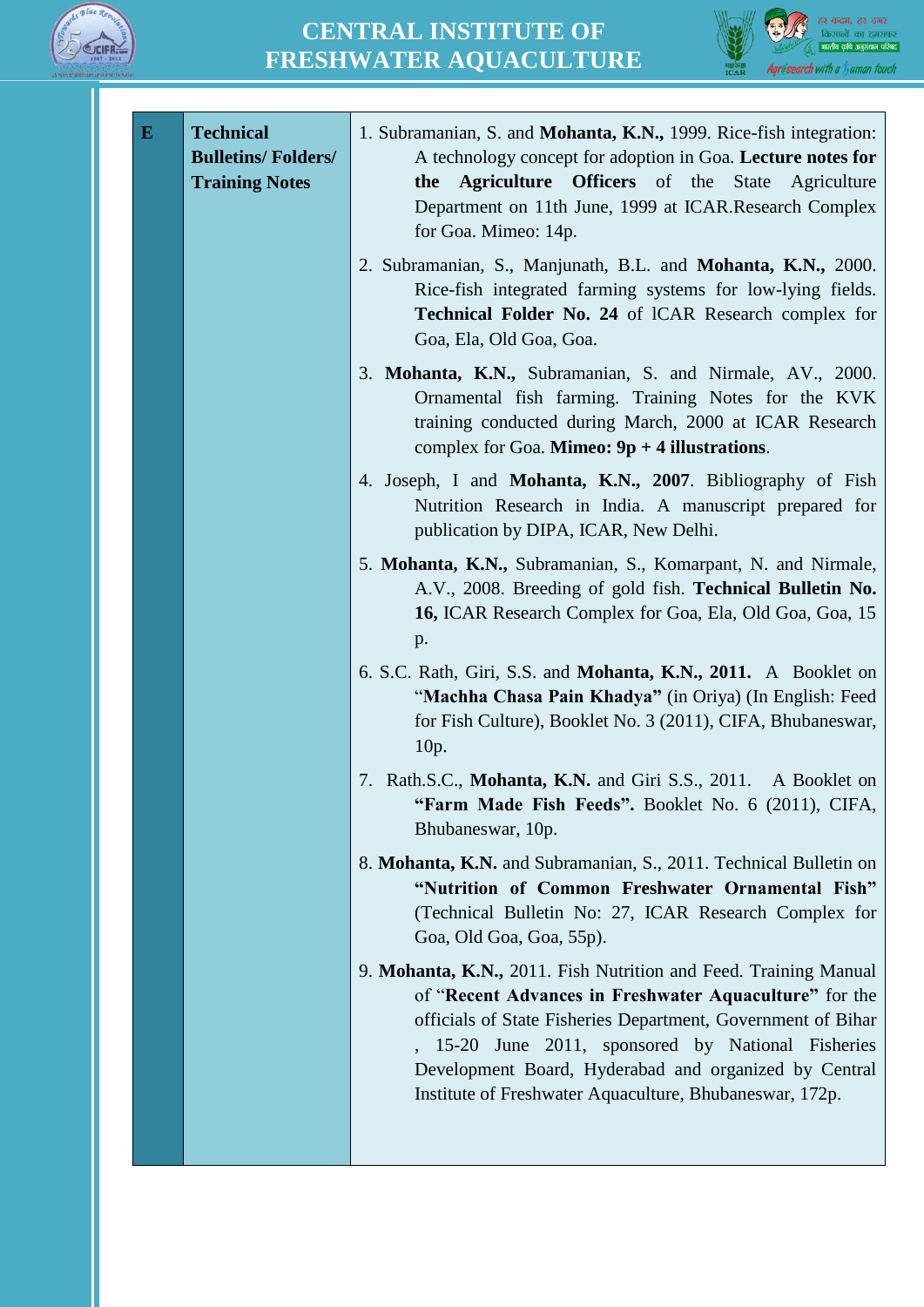| E | Technical Bulletins/ Folders/ Training Notes | 1. Subramanian, S. and **Mohanta, K.N.,** 1999. Rice-fish integration: A technology concept for adoption in Goa. **Lecture notes for the Agriculture Officers** of the State Agriculture Department on 11th June, 1999 at ICAR.Research Complex for Goa. Mimeo: 14p.<br><br>2. Subramanian, S., Manjunath, B.L. and **Mohanta, K.N.,** 2000. Rice-fish integrated farming systems for low-lying fields. **Technical Folder No. 24** of lCAR Research complex for Goa, Ela, Old Goa, Goa.<br><br>3. **Mohanta, K.N.,** Subramanian, S. and Nirmale, AV., 2000. Ornamental fish farming. Training Notes for the KVK training conducted during March, 2000 at ICAR Research complex for Goa. **Mimeo: 9p + 4 illustrations**.<br><br>4. Joseph, I and **Mohanta, K.N., 2007**. Bibliography of Fish Nutrition Research in India. A manuscript prepared for publication by DIPA, ICAR, New Delhi.<br><br>5. **Mohanta, K.N.,** Subramanian, S., Komarpant, N. and Nirmale, A.V., 2008. Breeding of gold fish. **Technical Bulletin No. 16,** ICAR Research Complex for Goa, Ela, Old Goa, Goa, 15 p.<br><br>6. S.C. Rath, Giri, S.S. and **Mohanta, K.N., 2011.** A Booklet on "**Machha Chasa Pain Khadya"** (in Oriya) (In English: Feed for Fish Culture), Booklet No. 3 (2011), CIFA, Bhubaneswar, 10p.<br><br>7. Rath.S.C., **Mohanta, K.N.** and Giri S.S., 2011. A Booklet on **"Farm Made Fish Feeds".** Booklet No. 6 (2011), CIFA, Bhubaneswar, 10p.<br><br>8. **Mohanta, K.N.** and Subramanian, S., 2011. Technical Bulletin on **"Nutrition of Common Freshwater Ornamental Fish"** (Technical Bulletin No: 27, ICAR Research Complex for Goa, Old Goa, Goa, 55p).<br><br>9. **Mohanta, K.N.,** 2011. Fish Nutrition and Feed. Training Manual of "**Recent Advances in Freshwater Aquaculture"** for the officials of State Fisheries Department, Government of Bihar , 15-20 June 2011, sponsored by National Fisheries Development Board, Hyderabad and organized by Central Institute of Freshwater Aquaculture, Bhubaneswar, 172p. |
|---|---|---|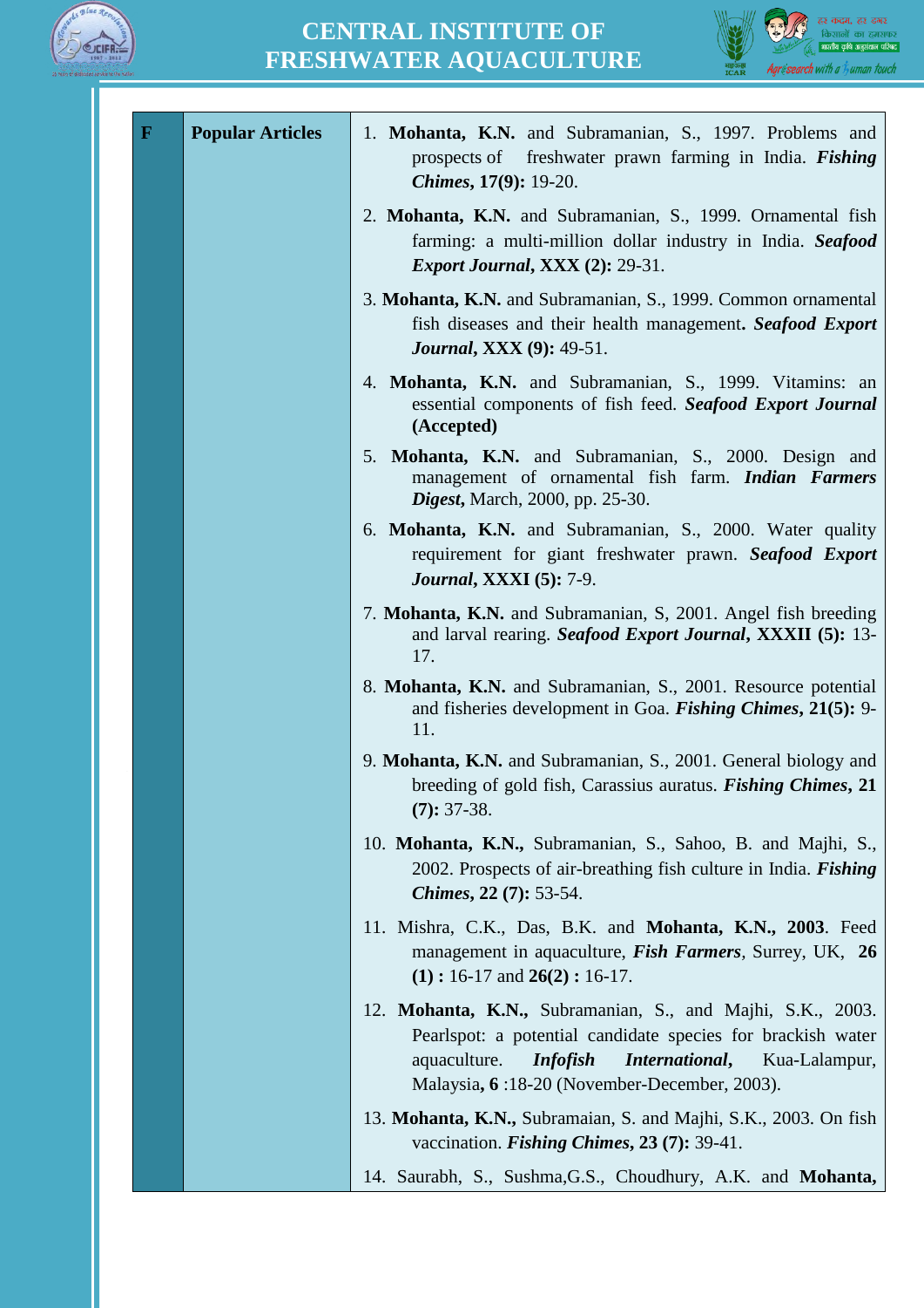| F | Popular Articles | 1. **Mohanta, K.N.** and Subramanian, S., 1997. Problems and prospects of freshwater prawn farming in India. ***Fishing Chimes*, 17(9):** 19-20.<br><br>2. **Mohanta, K.N.** and Subramanian, S., 1999. Ornamental fish farming: a multi-million dollar industry in India. ***Seafood Export Journal*, XXX (2):** 29-31.<br><br>3. **Mohanta, K.N.** and Subramanian, S., 1999. Common ornamental fish diseases and their health management**.** ***Seafood Export Journal*, XXX (9):** 49-51.<br><br>4. **Mohanta, K.N.** and Subramanian, S., 1999. Vitamins: an essential components of fish feed. ***Seafood Export Journal*** **(Accepted)**<br><br>5. **Mohanta, K.N.** and Subramanian, S., 2000. Design and management of ornamental fish farm. ***Indian Farmers Digest*,** March, 2000, pp. 25-30.<br><br>6. **Mohanta, K.N.** and Subramanian, S., 2000. Water quality requirement for giant freshwater prawn. ***Seafood Export Journal*, XXXI (5):** 7-9.<br><br>7. **Mohanta, K.N.** and Subramanian, S, 2001. Angel fish breeding and larval rearing. ***Seafood Export Journal*, XXXII (5):** 13-17.<br><br>8. **Mohanta, K.N.** and Subramanian, S., 2001. Resource potential and fisheries development in Goa. ***Fishing Chimes*, 21(5):** 9-11.<br><br>9. **Mohanta, K.N.** and Subramanian, S., 2001. General biology and breeding of gold fish, Carassius auratus. ***Fishing Chimes*, 21 (7):** 37-38.<br><br>10. **Mohanta, K.N.,** Subramanian, S., Sahoo, B. and Majhi, S., 2002. Prospects of air-breathing fish culture in India. ***Fishing Chimes*, 22 (7):** 53-54.<br><br>11. Mishra, C.K., Das, B.K. and **Mohanta, K.N., 2003**. Feed management in aquaculture, ***Fish Farmers***, Surrey, UK, **26 (1) :** 16-17 and **26(2) :** 16-17.<br><br>12. **Mohanta, K.N.,** Subramanian, S., and Majhi, S.K., 2003. Pearlspot: a potential candidate species for brackish water aquaculture. ***Infofish International*,** Kua-Lalampur, Malaysia**, 6** :18-20 (November-December, 2003).<br><br>13. **Mohanta, K.N.,** Subramaian, S. and Majhi, S.K., 2003. On fish vaccination. ***Fishing Chimes*, 23 (7):** 39-41.<br><br>14. Saurabh, S., Sushma,G.S., Choudhury, A.K. and **Mohanta,** |
|---|---|---|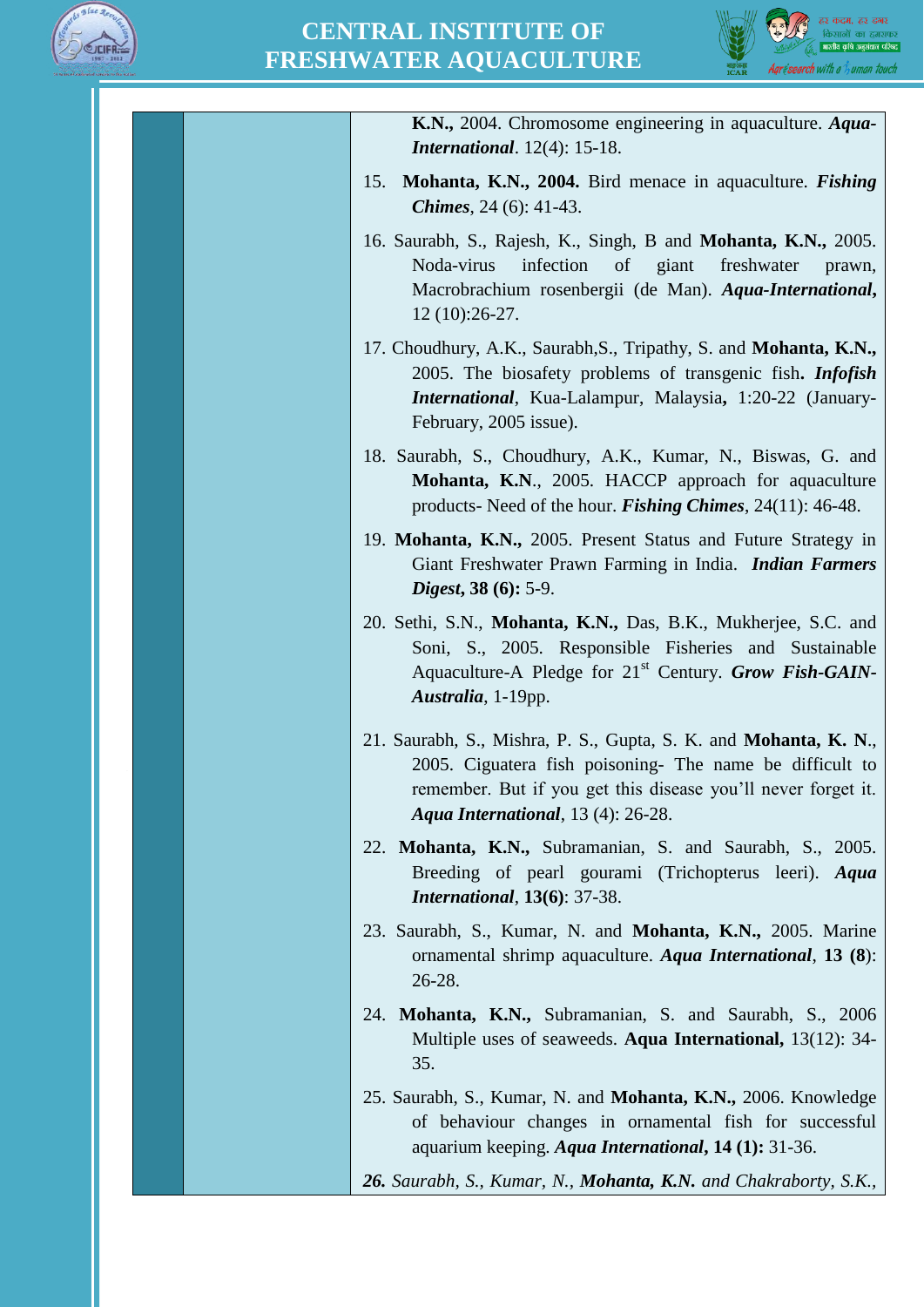**K.N.,** 2004. Chromosome engineering in aquaculture. ***Aqua-International***. 12(4): 15-18.

15. **Mohanta, K.N., 2004.** Bird menace in aquaculture. ***Fishing Chimes***, 24 (6): 41-43.

16. Saurabh, S., Rajesh, K., Singh, B and **Mohanta, K.N.,** 2005. Noda-virus infection of giant freshwater prawn, Macrobrachium rosenbergii (de Man). ***Aqua-International*,** 12 (10):26-27.

17. Choudhury, A.K., Saurabh,S., Tripathy, S. and **Mohanta, K.N.,** 2005. The biosafety problems of transgenic fish**.** ***Infofish International***, Kua-Lalampur, Malaysia**,** 1:20-22 (January-February, 2005 issue).

18. Saurabh, S., Choudhury, A.K., Kumar, N., Biswas, G. and **Mohanta, K.N**., 2005. HACCP approach for aquaculture products- Need of the hour. ***Fishing Chimes***, 24(11): 46-48.

19. **Mohanta, K.N.,** 2005. Present Status and Future Strategy in Giant Freshwater Prawn Farming in India. ***Indian Farmers Digest*, 38 (6):** 5-9.

20. Sethi, S.N., **Mohanta, K.N.,** Das, B.K., Mukherjee, S.C. and Soni, S., 2005. Responsible Fisheries and Sustainable Aquaculture-A Pledge for 21st Century. ***Grow Fish-GAIN-Australia***, 1-19pp.

21. Saurabh, S., Mishra, P. S., Gupta, S. K. and **Mohanta, K. N**., 2005. Ciguatera fish poisoning- The name be difficult to remember. But if you get this disease you'll never forget it. ***Aqua International***, 13 (4): 26-28.

22. **Mohanta, K.N.,** Subramanian, S. and Saurabh, S., 2005. Breeding of pearl gourami (Trichopterus leeri). ***Aqua International***, **13(6)**: 37-38.

23. Saurabh, S., Kumar, N. and **Mohanta, K.N.,** 2005. Marine ornamental shrimp aquaculture. ***Aqua International***, **13 (8**): 26-28.

24. **Mohanta, K.N.,** Subramanian, S. and Saurabh, S., 2006 Multiple uses of seaweeds. **Aqua International,** 13(12): 34-35.

25. Saurabh, S., Kumar, N. and **Mohanta, K.N.,** 2006. Knowledge of behaviour changes in ornamental fish for successful aquarium keeping. ***Aqua International*, 14 (1):** 31-36.

26. *Saurabh, S., Kumar, N.,* ***Mohanta, K.N.*** *and Chakraborty, S.K.,*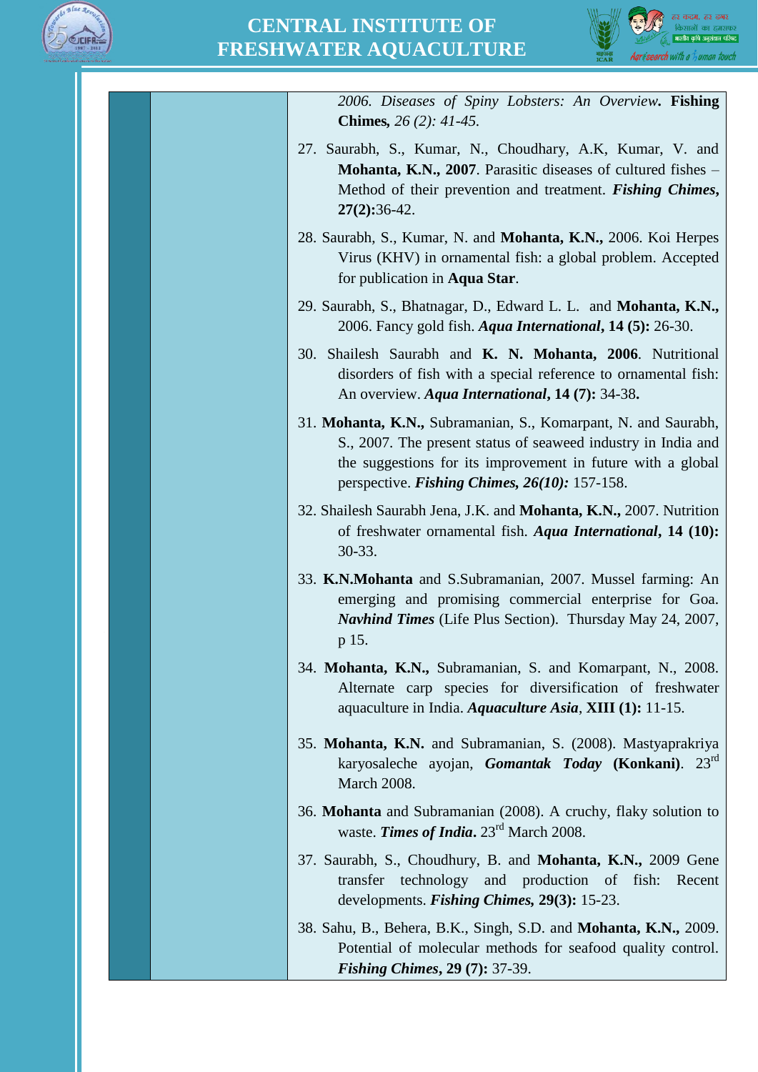2006. *Diseases of Spiny Lobsters: An Overview*. **Fishing Chimes**, *26 (2): 41-45.*

27. Saurabh, S., Kumar, N., Choudhary, A.K, Kumar, V. and **Mohanta, K.N., 2007**. Parasitic diseases of cultured fishes – Method of their prevention and treatment. ***Fishing Chimes*, 27(2):**36-42.

28. Saurabh, S., Kumar, N. and **Mohanta, K.N.,** 2006. Koi Herpes Virus (KHV) in ornamental fish: a global problem. Accepted for publication in **Aqua Star**.

29. Saurabh, S., Bhatnagar, D., Edward L. L. and **Mohanta, K.N.,** 2006. Fancy gold fish. ***Aqua International*, 14 (5):** 26-30.

30. Shailesh Saurabh and **K. N. Mohanta, 2006**. Nutritional disorders of fish with a special reference to ornamental fish: An overview. ***Aqua International*, 14 (7):** 34-38**.**

31. **Mohanta, K.N.,** Subramanian, S., Komarpant, N. and Saurabh, S., 2007. The present status of seaweed industry in India and the suggestions for its improvement in future with a global perspective. ***Fishing Chimes, 26(10):*** 157-158.

32. Shailesh Saurabh Jena, J.K. and **Mohanta, K.N.,** 2007. Nutrition of freshwater ornamental fish. ***Aqua International*, 14 (10):** 30-33.

33. **K.N.Mohanta** and S.Subramanian, 2007. Mussel farming: An emerging and promising commercial enterprise for Goa. ***Navhind Times*** (Life Plus Section). Thursday May 24, 2007, p 15.

34. **Mohanta, K.N.,** Subramanian, S. and Komarpant, N., 2008. Alternate carp species for diversification of freshwater aquaculture in India. ***Aquaculture Asia***, **XIII (1):** 11-15.

35. **Mohanta, K.N.** and Subramanian, S. (2008). Mastyaprakriya karyosaleche ayojan, ***Gomantak Today*** **(Konkani)**. 23rd March 2008.

36. **Mohanta** and Subramanian (2008). A cruchy, flaky solution to waste. ***Times of India***. 23rd March 2008.

37. Saurabh, S., Choudhury, B. and **Mohanta, K.N.,** 2009 Gene transfer technology and production of fish: Recent developments. ***Fishing Chimes,* 29(3):** 15-23.

38. Sahu, B., Behera, B.K., Singh, S.D. and **Mohanta, K.N.,** 2009. Potential of molecular methods for seafood quality control. ***Fishing Chimes*, 29 (7):** 37-39.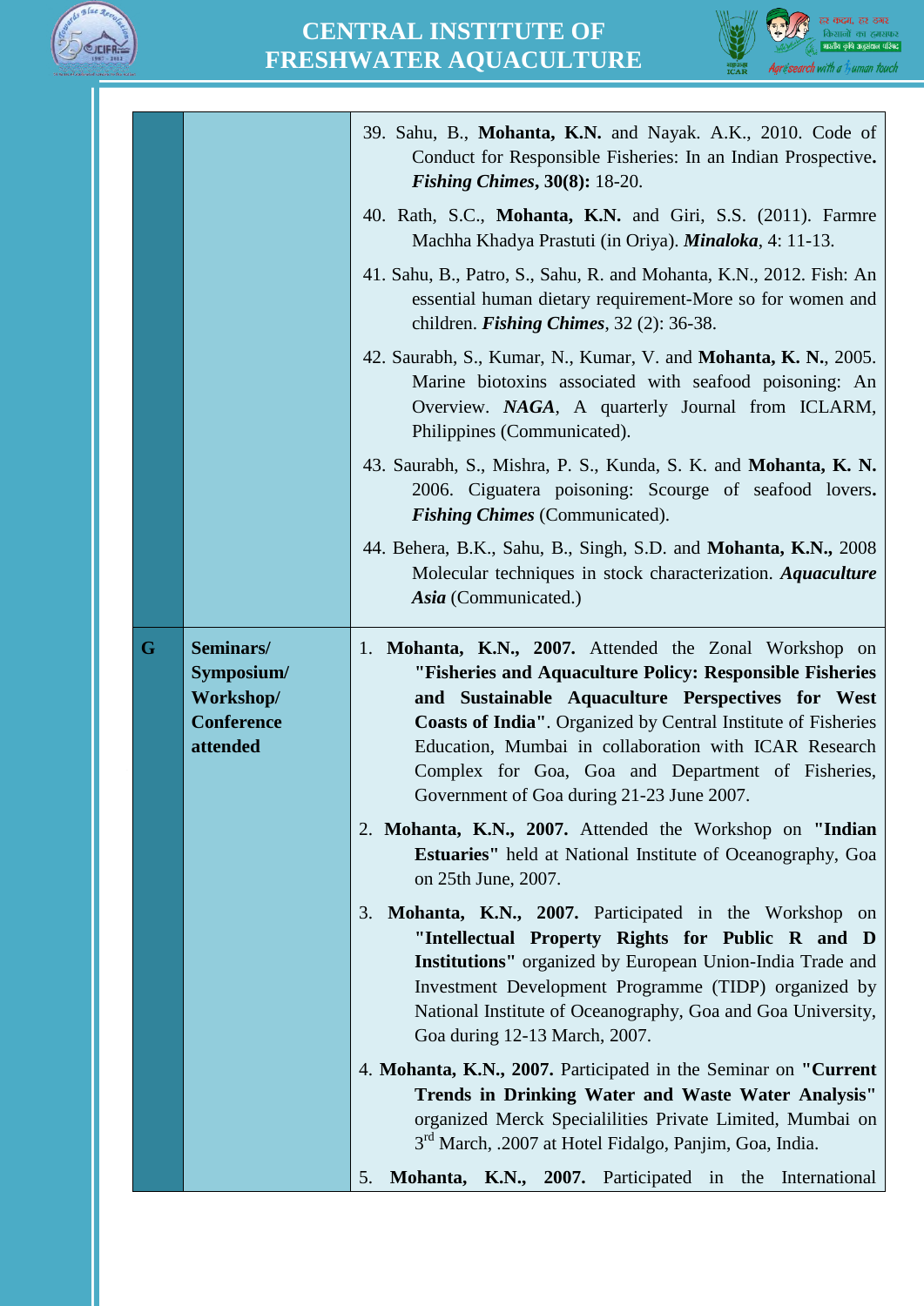| | | |
|---|---|---|
| | | 39. Sahu, B., **Mohanta, K.N.** and Nayak. A.K., 2010. Code of Conduct for Responsible Fisheries: In an Indian Prospective**.** ***Fishing Chimes*, 30(8):** 18-20.<br><br>40. Rath, S.C., **Mohanta, K.N.** and Giri, S.S. (2011). Farmre Machha Khadya Prastuti (in Oriya). ***Minaloka***, 4: 11-13.<br><br>41. Sahu, B., Patro, S., Sahu, R. and Mohanta, K.N., 2012. Fish: An essential human dietary requirement-More so for women and children. ***Fishing Chimes***, 32 (2): 36-38.<br><br>42. Saurabh, S., Kumar, N., Kumar, V. and **Mohanta, K. N.**, 2005. Marine biotoxins associated with seafood poisoning: An Overview. ***NAGA***, A quarterly Journal from ICLARM, Philippines (Communicated).<br><br>43. Saurabh, S., Mishra, P. S., Kunda, S. K. and **Mohanta, K. N.** 2006. Ciguatera poisoning: Scourge of seafood lovers**.** ***Fishing Chimes*** (Communicated).<br><br>44. Behera, B.K., Sahu, B., Singh, S.D. and **Mohanta, K.N.,** 2008 Molecular techniques in stock characterization. ***Aquaculture Asia*** (Communicated.) |
| **G** | **Seminars/ Symposium/ Workshop/ Conference attended** | 1. **Mohanta, K.N., 2007.** Attended the Zonal Workshop on **"Fisheries and Aquaculture Policy: Responsible Fisheries and Sustainable Aquaculture Perspectives for West Coasts of India"**. Organized by Central Institute of Fisheries Education, Mumbai in collaboration with ICAR Research Complex for Goa, Goa and Department of Fisheries, Government of Goa during 21-23 June 2007.<br><br>2. **Mohanta, K.N., 2007.** Attended the Workshop on **"Indian Estuaries"** held at National Institute of Oceanography, Goa on 25th June, 2007.<br><br>3. **Mohanta, K.N., 2007.** Participated in the Workshop on **"Intellectual Property Rights for Public R and D Institutions"** organized by European Union-India Trade and Investment Development Programme (TIDP) organized by National Institute of Oceanography, Goa and Goa University, Goa during 12-13 March, 2007.<br><br>4. **Mohanta, K.N., 2007.** Participated in the Seminar on **"Current Trends in Drinking Water and Waste Water Analysis"** organized Merck Specialilities Private Limited, Mumbai on 3rd March, .2007 at Hotel Fidalgo, Panjim, Goa, India.<br><br>5. **Mohanta, K.N., 2007.** Participated in the International |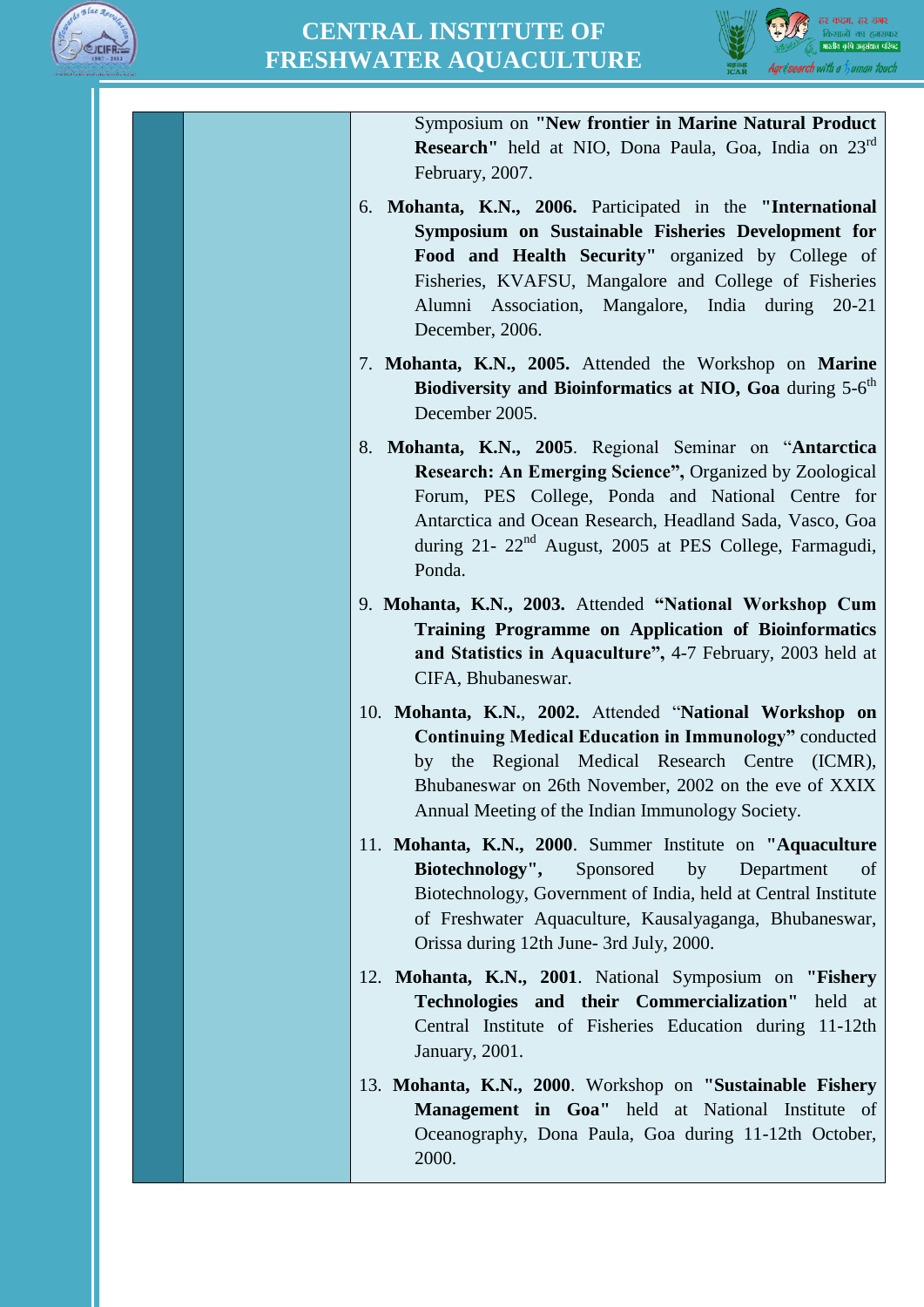Symposium on **"New frontier in Marine Natural Product Research"** held at NIO, Dona Paula, Goa, India on 23rd February, 2007.

6. **Mohanta, K.N., 2006.** Participated in the **"International Symposium on Sustainable Fisheries Development for Food and Health Security"** organized by College of Fisheries, KVAFSU, Mangalore and College of Fisheries Alumni Association, Mangalore, India during 20-21 December, 2006.

7. **Mohanta, K.N., 2005.** Attended the Workshop on **Marine Biodiversity and Bioinformatics at NIO, Goa** during 5-6th December 2005.

8. **Mohanta, K.N., 2005**. Regional Seminar on "**Antarctica Research: An Emerging Science",** Organized by Zoological Forum, PES College, Ponda and National Centre for Antarctica and Ocean Research, Headland Sada, Vasco, Goa during 21- 22nd August, 2005 at PES College, Farmagudi, Ponda.

9. **Mohanta, K.N., 2003.** Attended **"National Workshop Cum Training Programme on Application of Bioinformatics and Statistics in Aquaculture",** 4-7 February, 2003 held at CIFA, Bhubaneswar.

10. **Mohanta, K.N., 2002.** Attended "**National Workshop on Continuing Medical Education in Immunology"** conducted by the Regional Medical Research Centre (ICMR), Bhubaneswar on 26th November, 2002 on the eve of XXIX Annual Meeting of the Indian Immunology Society.

11. **Mohanta, K.N., 2000**. Summer Institute on **"Aquaculture Biotechnology",** Sponsored by Department of Biotechnology, Government of India, held at Central Institute of Freshwater Aquaculture, Kausalyaganga, Bhubaneswar, Orissa during 12th June- 3rd July, 2000.

12. **Mohanta, K.N., 2001**. National Symposium on **"Fishery Technologies and their Commercialization"** held at Central Institute of Fisheries Education during 11-12th January, 2001.

13. **Mohanta, K.N., 2000**. Workshop on **"Sustainable Fishery Management in Goa"** held at National Institute of Oceanography, Dona Paula, Goa during 11-12th October, 2000.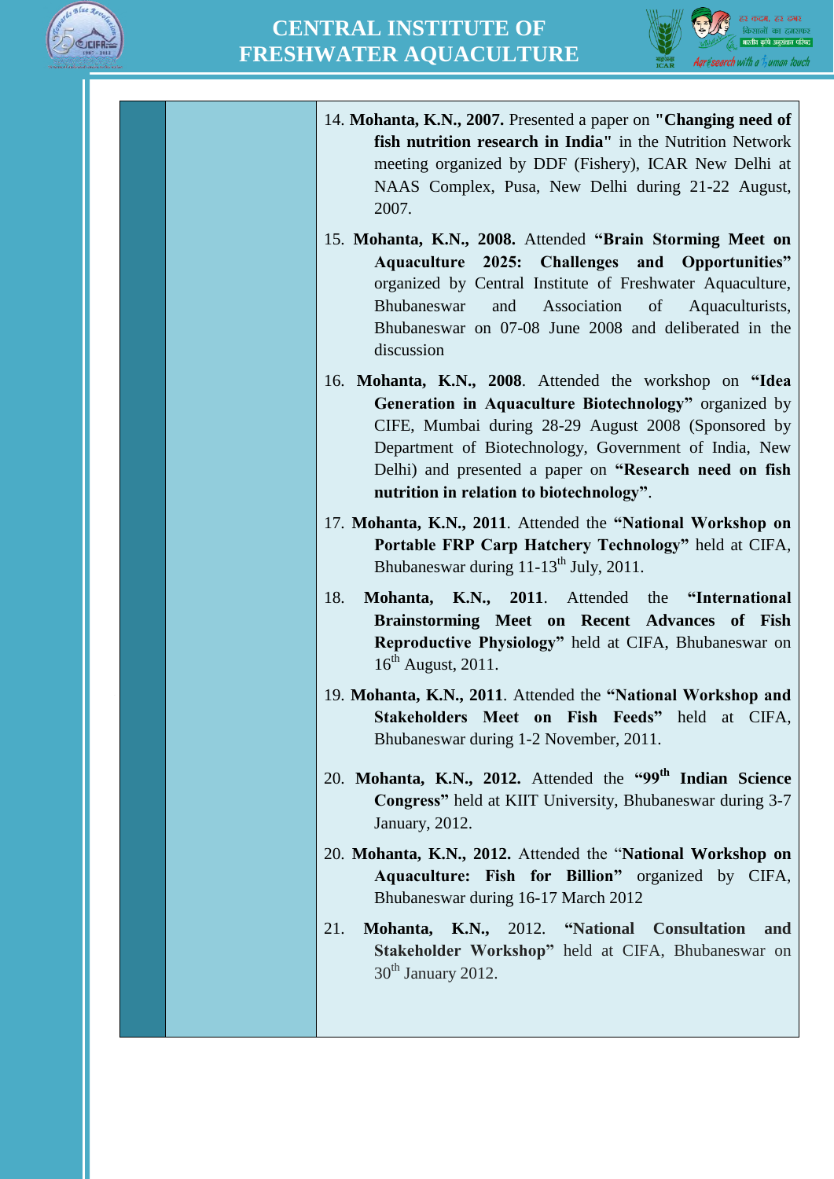14. **Mohanta, K.N., 2007.** Presented a paper on **"Changing need of fish nutrition research in India"** in the Nutrition Network meeting organized by DDF (Fishery), ICAR New Delhi at NAAS Complex, Pusa, New Delhi during 21-22 August, 2007.

15. **Mohanta, K.N., 2008.** Attended **"Brain Storming Meet on Aquaculture 2025: Challenges and Opportunities"** organized by Central Institute of Freshwater Aquaculture, Bhubaneswar and Association of Aquaculturists, Bhubaneswar on 07-08 June 2008 and deliberated in the discussion

16. **Mohanta, K.N., 2008**. Attended the workshop on **"Idea Generation in Aquaculture Biotechnology"** organized by CIFE, Mumbai during 28-29 August 2008 (Sponsored by Department of Biotechnology, Government of India, New Delhi) and presented a paper on **"Research need on fish nutrition in relation to biotechnology"**.

17. **Mohanta, K.N., 2011**. Attended the **"National Workshop on Portable FRP Carp Hatchery Technology"** held at CIFA, Bhubaneswar during 11-13th July, 2011.

18. **Mohanta, K.N., 2011**. Attended the **"International Brainstorming Meet on Recent Advances of Fish Reproductive Physiology"** held at CIFA, Bhubaneswar on 16th August, 2011.

19. **Mohanta, K.N., 2011**. Attended the **"National Workshop and Stakeholders Meet on Fish Feeds"** held at CIFA, Bhubaneswar during 1-2 November, 2011.

20. **Mohanta, K.N., 2012.** Attended the **"99th Indian Science Congress"** held at KIIT University, Bhubaneswar during 3-7 January, 2012.

20. **Mohanta, K.N., 2012.** Attended the "**National Workshop on Aquaculture: Fish for Billion"** organized by CIFA, Bhubaneswar during 16-17 March 2012

21. **Mohanta, K.N.,** 2012. **"National Consultation and Stakeholder Workshop"** held at CIFA, Bhubaneswar on 30th January 2012.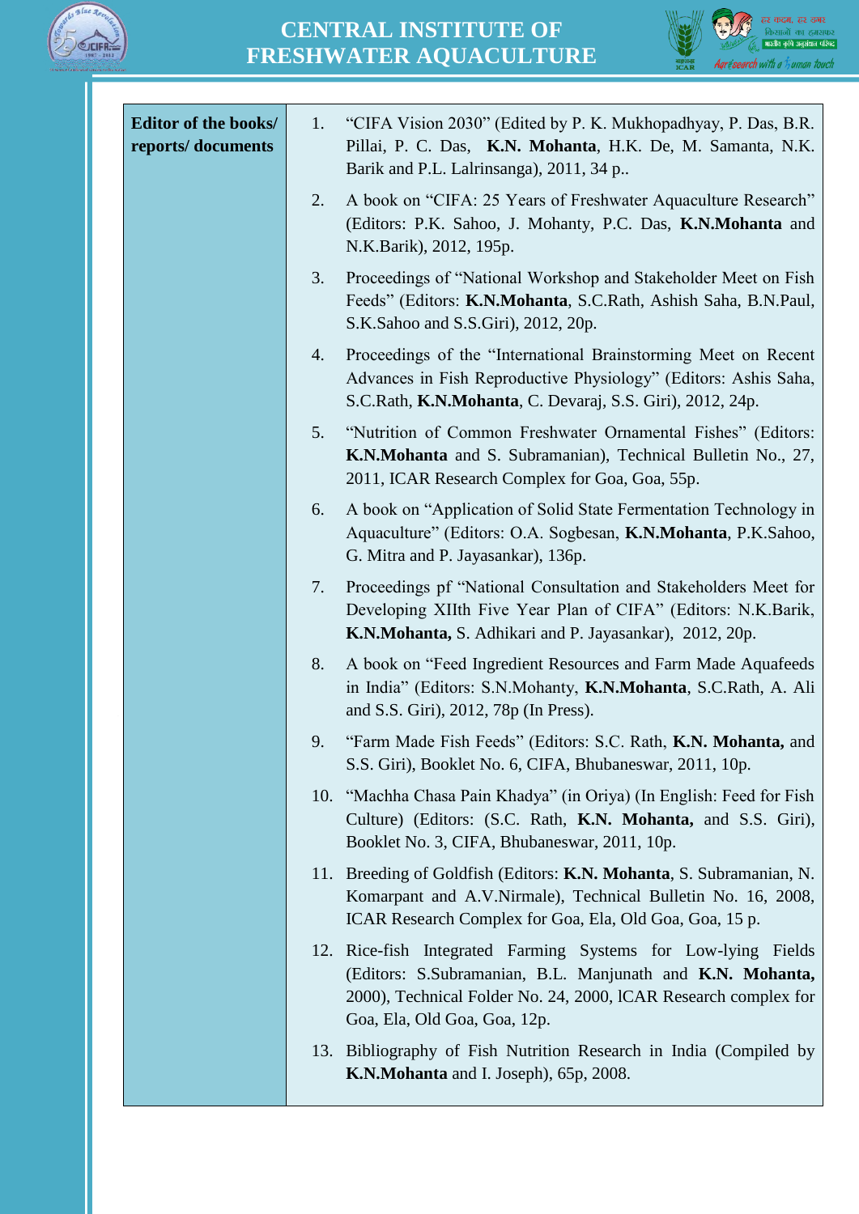| Editor of the books/ reports/ documents | 1. "CIFA Vision 2030" (Edited by P. K. Mukhopadhyay, P. Das, B.R. Pillai, P. C. Das, **K.N. Mohanta**, H.K. De, M. Samanta, N.K. Barik and P.L. Lalrinsanga), 2011, 34 p..<br><br>2. A book on "CIFA: 25 Years of Freshwater Aquaculture Research" (Editors: P.K. Sahoo, J. Mohanty, P.C. Das, **K.N.Mohanta** and N.K.Barik), 2012, 195p.<br><br>3. Proceedings of "National Workshop and Stakeholder Meet on Fish Feeds" (Editors: **K.N.Mohanta**, S.C.Rath, Ashish Saha, B.N.Paul, S.K.Sahoo and S.S.Giri), 2012, 20p.<br><br>4. Proceedings of the "International Brainstorming Meet on Recent Advances in Fish Reproductive Physiology" (Editors: Ashis Saha, S.C.Rath, **K.N.Mohanta**, C. Devaraj, S.S. Giri), 2012, 24p.<br><br>5. "Nutrition of Common Freshwater Ornamental Fishes" (Editors: **K.N.Mohanta** and S. Subramanian), Technical Bulletin No., 27, 2011, ICAR Research Complex for Goa, Goa, 55p.<br><br>6. A book on "Application of Solid State Fermentation Technology in Aquaculture" (Editors: O.A. Sogbesan, **K.N.Mohanta**, P.K.Sahoo, G. Mitra and P. Jayasankar), 136p.<br><br>7. Proceedings pf "National Consultation and Stakeholders Meet for Developing XIIth Five Year Plan of CIFA" (Editors: N.K.Barik, **K.N.Mohanta,** S. Adhikari and P. Jayasankar), 2012, 20p.<br><br>8. A book on "Feed Ingredient Resources and Farm Made Aquafeeds in India" (Editors: S.N.Mohanty, **K.N.Mohanta**, S.C.Rath, A. Ali and S.S. Giri), 2012, 78p (In Press).<br><br>9. "Farm Made Fish Feeds" (Editors: S.C. Rath, **K.N. Mohanta,** and S.S. Giri), Booklet No. 6, CIFA, Bhubaneswar, 2011, 10p.<br><br>10. "Machha Chasa Pain Khadya" (in Oriya) (In English: Feed for Fish Culture) (Editors: (S.C. Rath, **K.N. Mohanta,** and S.S. Giri), Booklet No. 3, CIFA, Bhubaneswar, 2011, 10p.<br><br>11. Breeding of Goldfish (Editors: **K.N. Mohanta**, S. Subramanian, N. Komarpant and A.V.Nirmale), Technical Bulletin No. 16, 2008, ICAR Research Complex for Goa, Ela, Old Goa, Goa, 15 p.<br><br>12. Rice-fish Integrated Farming Systems for Low-lying Fields (Editors: S.Subramanian, B.L. Manjunath and **K.N. Mohanta,** 2000), Technical Folder No. 24, 2000, lCAR Research complex for Goa, Ela, Old Goa, Goa, 12p.<br><br>13. Bibliography of Fish Nutrition Research in India (Compiled by **K.N.Mohanta** and I. Joseph), 65p, 2008. |
|---|---|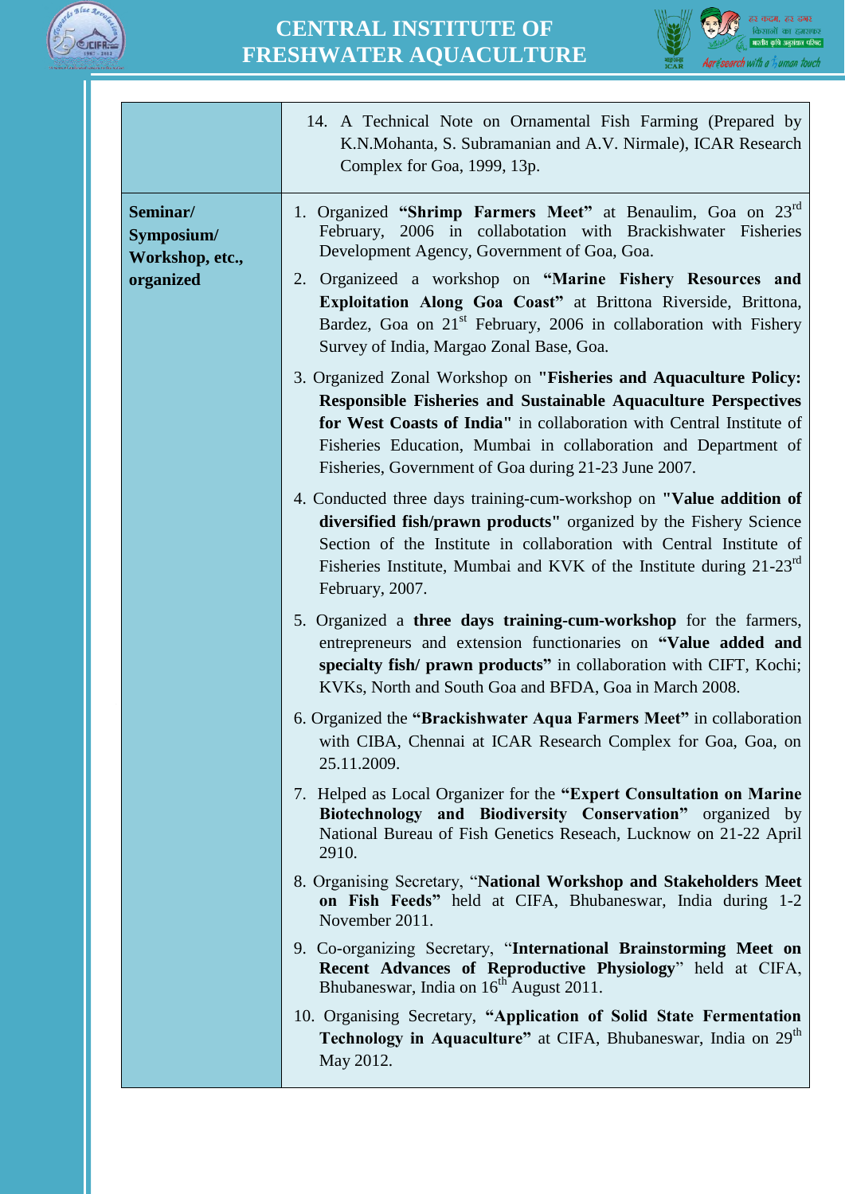| | |
|---|---|
| | 14. A Technical Note on Ornamental Fish Farming (Prepared by K.N.Mohanta, S. Subramanian and A.V. Nirmale), ICAR Research Complex for Goa, 1999, 13p. |
| **Seminar/ Symposium/ Workshop, etc., organized** | 1. Organized **"Shrimp Farmers Meet"** at Benaulim, Goa on 23rd February, 2006 in collabotation with Brackishwater Fisheries Development Agency, Government of Goa, Goa.<br><br>2. Organizeed a workshop on **"Marine Fishery Resources and Exploitation Along Goa Coast"** at Brittona Riverside, Brittona, Bardez, Goa on 21st February, 2006 in collaboration with Fishery Survey of India, Margao Zonal Base, Goa.<br><br>3. Organized Zonal Workshop on **"Fisheries and Aquaculture Policy: Responsible Fisheries and Sustainable Aquaculture Perspectives for West Coasts of India"** in collaboration with Central Institute of Fisheries Education, Mumbai in collaboration and Department of Fisheries, Government of Goa during 21-23 June 2007.<br><br>4. Conducted three days training-cum-workshop on **"Value addition of diversified fish/prawn products"** organized by the Fishery Science Section of the Institute in collaboration with Central Institute of Fisheries Institute, Mumbai and KVK of the Institute during 21-23rd February, 2007.<br><br>5. Organized a **three days training-cum-workshop** for the farmers, entrepreneurs and extension functionaries on **"Value added and specialty fish/ prawn products"** in collaboration with CIFT, Kochi; KVKs, North and South Goa and BFDA, Goa in March 2008.<br><br>6. Organized the **"Brackishwater Aqua Farmers Meet"** in collaboration with CIBA, Chennai at ICAR Research Complex for Goa, Goa, on 25.11.2009.<br><br>7. Helped as Local Organizer for the **"Expert Consultation on Marine Biotechnology and Biodiversity Conservation"** organized by National Bureau of Fish Genetics Reseach, Lucknow on 21-22 April 2910.<br><br>8. Organising Secretary, "**National Workshop and Stakeholders Meet on Fish Feeds"** held at CIFA, Bhubaneswar, India during 1-2 November 2011.<br><br>9. Co-organizing Secretary, "**International Brainstorming Meet on Recent Advances of Reproductive Physiology**" held at CIFA, Bhubaneswar, India on 16th August 2011.<br><br>10. Organising Secretary, **"Application of Solid State Fermentation Technology in Aquaculture"** at CIFA, Bhubaneswar, India on 29th May 2012. |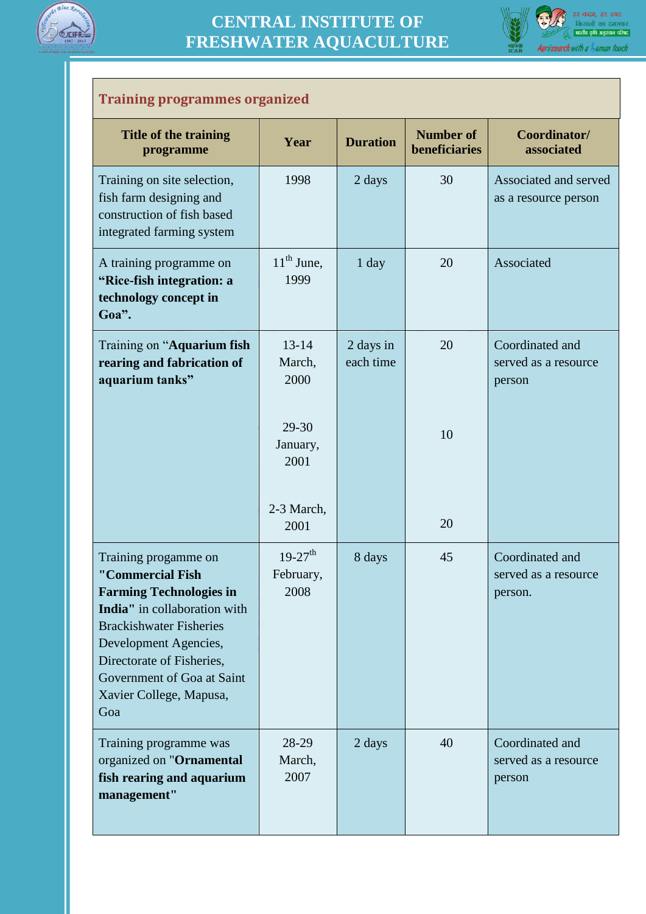## Training programmes organized

| Title of the training programme | Year | Duration | Number of beneficiaries | Coordinator/ associated |
|---|---|---|---|---|
| Training on site selection, fish farm designing and construction of fish based integrated farming system | 1998 | 2 days | 30 | Associated and served as a resource person |
| A training programme on **"Rice-fish integration: a technology concept in Goa".** | 11th June, 1999 | 1 day | 20 | Associated |
| Training on "**Aquarium fish rearing and fabrication of aquarium tanks"** | 13-14 March, 2000<br><br>29-30 January, 2001<br><br>2-3 March, 2001 | 2 days in each time | 20<br><br>10<br><br>20 | Coordinated and served as a resource person |
| Training progamme on **"Commercial Fish Farming Technologies in India"** in collaboration with Brackishwater Fisheries Development Agencies, Directorate of Fisheries, Government of Goa at Saint Xavier College, Mapusa, Goa | 19-27th February, 2008 | 8 days | 45 | Coordinated and served as a resource person. |
| Training programme was organized on "**Ornamental fish rearing and aquarium management"** | 28-29 March, 2007 | 2 days | 40 | Coordinated and served as a resource person |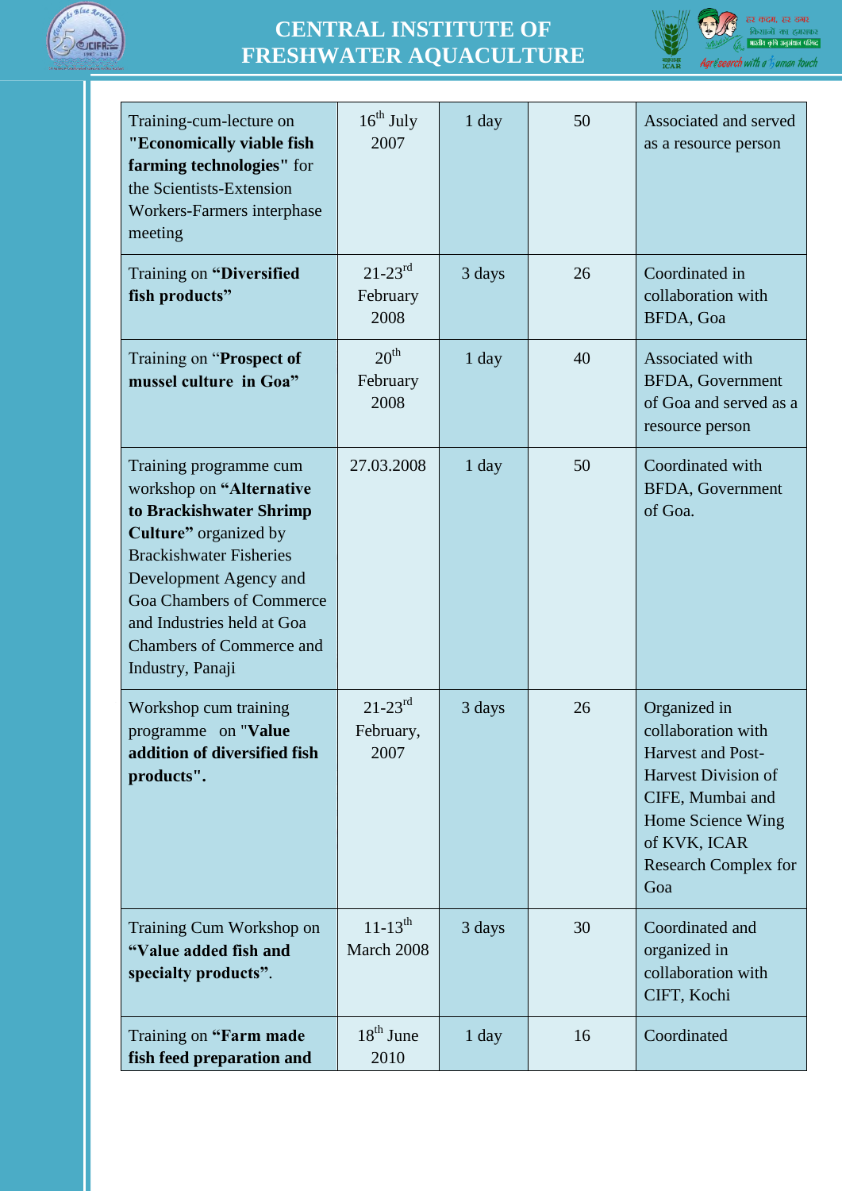| Training-cum-lecture on **"Economically viable fish farming technologies"** for the Scientists-Extension Workers-Farmers interphase meeting | 16th July 2007 | 1 day | 50 | Associated and served as a resource person |
|---|---|---|---|---|
| Training on **"Diversified fish products"** | 21-23rd February 2008 | 3 days | 26 | Coordinated in collaboration with BFDA, Goa |
| Training on "**Prospect of mussel culture in Goa"** | 20th February 2008 | 1 day | 40 | Associated with BFDA, Government of Goa and served as a resource person |
| Training programme cum workshop on **"Alternative to Brackishwater Shrimp Culture"** organized by Brackishwater Fisheries Development Agency and Goa Chambers of Commerce and Industries held at Goa Chambers of Commerce and Industry, Panaji | 27.03.2008 | 1 day | 50 | Coordinated with BFDA, Government of Goa. |
| Workshop cum training programme on "**Value addition of diversified fish products".** | 21-23rd February, 2007 | 3 days | 26 | Organized in collaboration with Harvest and Post-Harvest Division of CIFE, Mumbai and Home Science Wing of KVK, ICAR Research Complex for Goa |
| Training Cum Workshop on **"Value added fish and specialty products"**. | 11-13th March 2008 | 3 days | 30 | Coordinated and organized in collaboration with CIFT, Kochi |
| Training on **"Farm made fish feed preparation and** | 18th June 2010 | 1 day | 16 | Coordinated |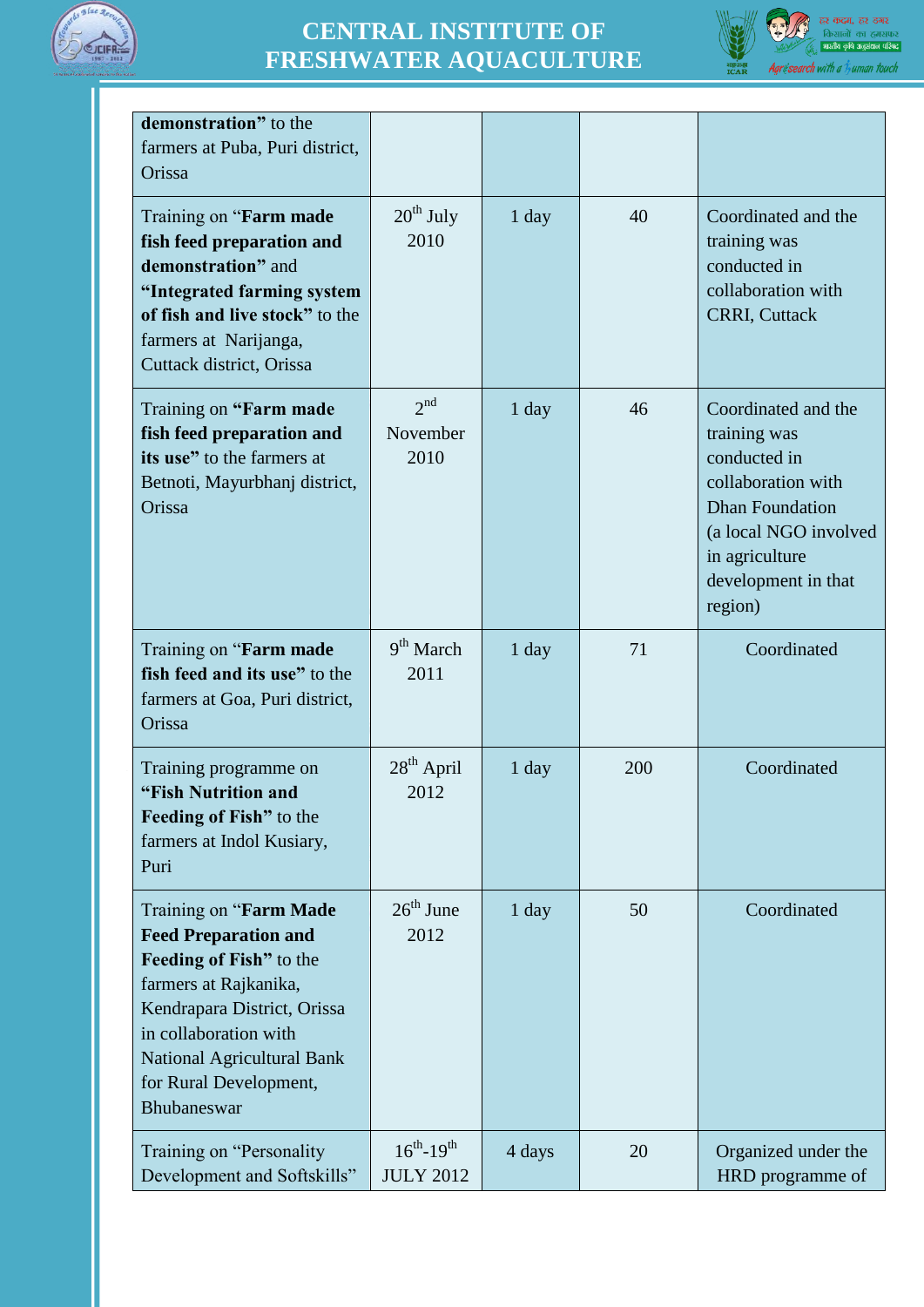| | | | | |
|---|---|---|---|---|
| **demonstration”** to the farmers at Puba, Puri district, Orissa | | | | |
| Training on “**Farm made fish feed preparation and demonstration”** and **“Integrated farming system of fish and live stock”** to the farmers at Narijanga, Cuttack district, Orissa | 20th July 2010 | 1 day | 40 | Coordinated and the training was conducted in collaboration with CRRI, Cuttack |
| Training on **“Farm made fish feed preparation and its use”** to the farmers at Betnoti, Mayurbhanj district, Orissa | 2nd November 2010 | 1 day | 46 | Coordinated and the training was conducted in collaboration with Dhan Foundation (a local NGO involved in agriculture development in that region) |
| Training on “**Farm made fish feed and its use”** to the farmers at Goa, Puri district, Orissa | 9th March 2011 | 1 day | 71 | Coordinated |
| Training programme on **“Fish Nutrition and Feeding of Fish”** to the farmers at Indol Kusiary, Puri | 28th April 2012 | 1 day | 200 | Coordinated |
| Training on “**Farm Made Feed Preparation and Feeding of Fish”** to the farmers at Rajkanika, Kendrapara District, Orissa in collaboration with National Agricultural Bank for Rural Development, Bhubaneswar | 26th June 2012 | 1 day | 50 | Coordinated |
| Training on “Personality Development and Softskills” | 16th-19th JULY 2012 | 4 days | 20 | Organized under the HRD programme of |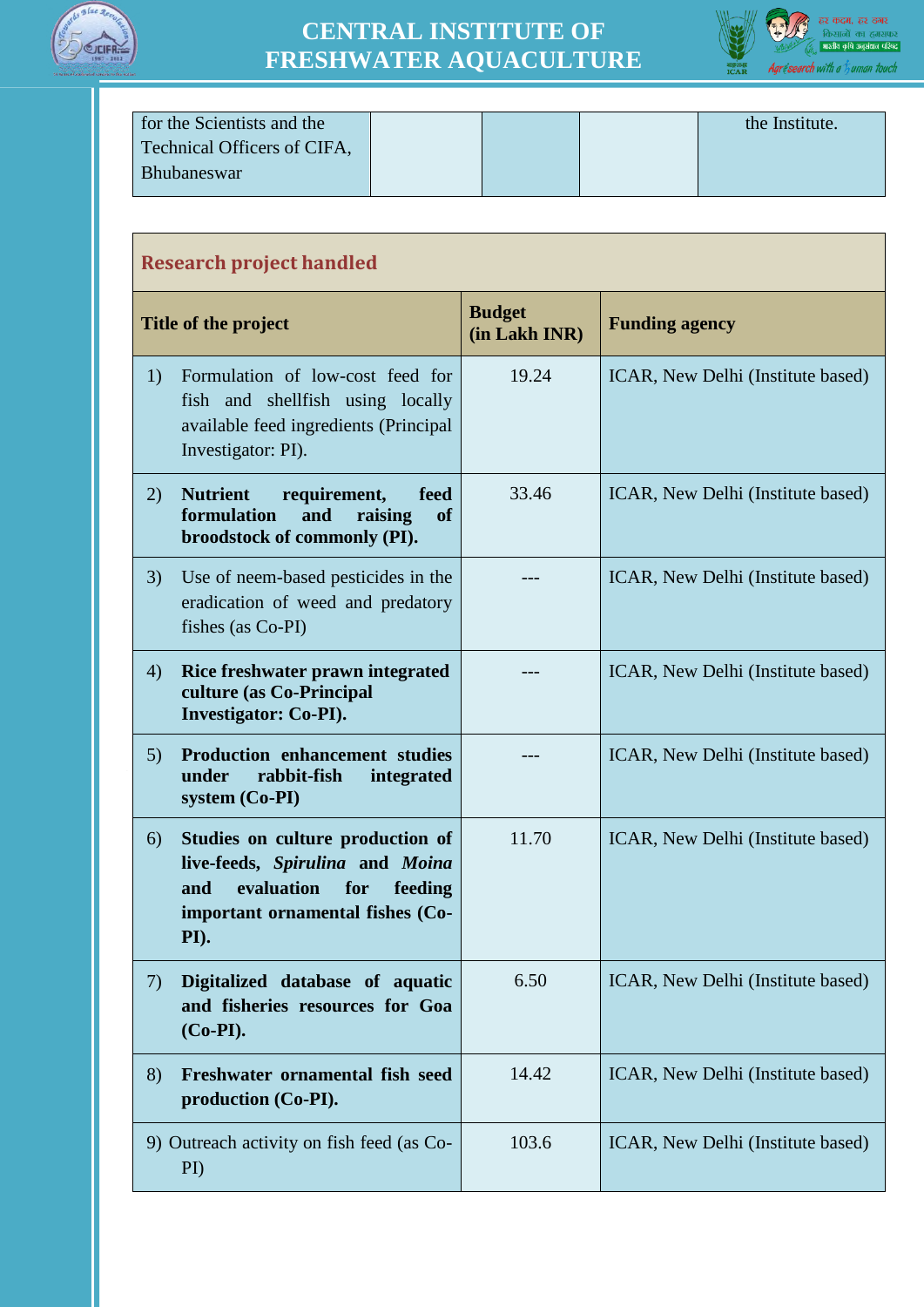| for the Scientists and the Technical Officers of CIFA, Bhubaneswar | | | | the Institute. |
|---|---|---|---|---|

## Research project handled

| Title of the project | Budget (in Lakh INR) | Funding agency |
|---|---|---|
| 1) Formulation of low-cost feed for fish and shellfish using locally available feed ingredients (Principal Investigator: PI). | 19.24 | ICAR, New Delhi (Institute based) |
| 2) **Nutrient requirement, feed formulation and raising of broodstock of commonly (PI).** | 33.46 | ICAR, New Delhi (Institute based) |
| 3) Use of neem-based pesticides in the eradication of weed and predatory fishes (as Co-PI) | --- | ICAR, New Delhi (Institute based) |
| 4) **Rice freshwater prawn integrated culture (as Co-Principal Investigator: Co-PI).** | --- | ICAR, New Delhi (Institute based) |
| 5) **Production enhancement studies under rabbit-fish integrated system (Co-PI)** | --- | ICAR, New Delhi (Institute based) |
| 6) **Studies on culture production of live-feeds, *Spirulina* and *Moina* and evaluation for feeding important ornamental fishes (Co-PI).** | 11.70 | ICAR, New Delhi (Institute based) |
| 7) **Digitalized database of aquatic and fisheries resources for Goa (Co-PI).** | 6.50 | ICAR, New Delhi (Institute based) |
| 8) **Freshwater ornamental fish seed production (Co-PI).** | 14.42 | ICAR, New Delhi (Institute based) |
| 9) Outreach activity on fish feed (as Co-PI) | 103.6 | ICAR, New Delhi (Institute based) |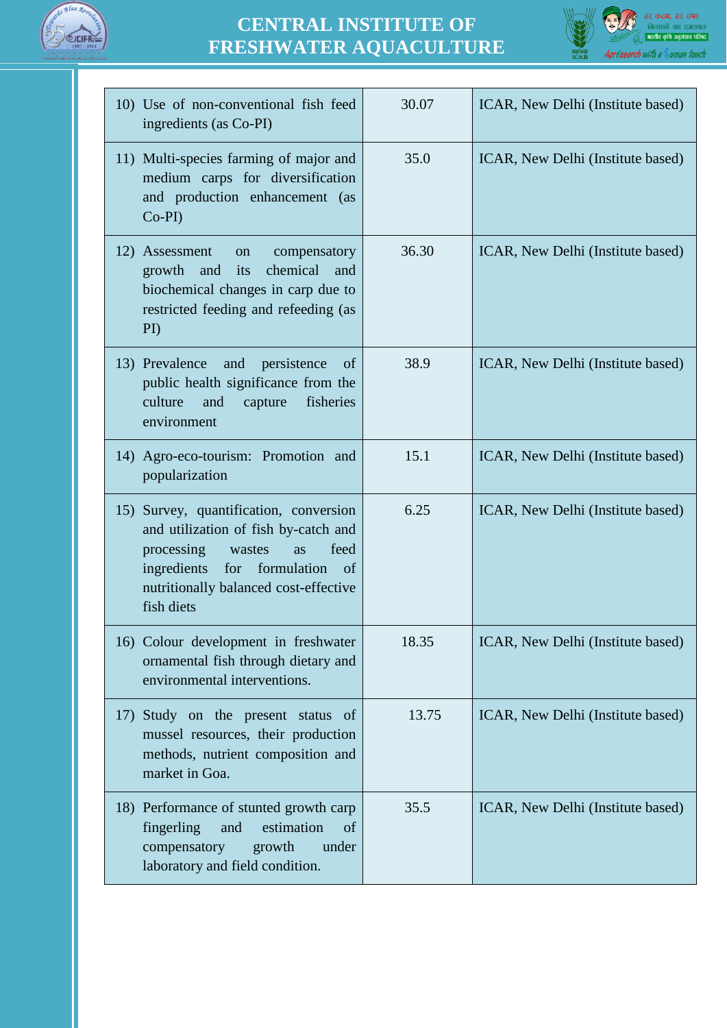| | | |
|---|---|---|
| 10) Use of non-conventional fish feed ingredients (as Co-PI) | 30.07 | ICAR, New Delhi (Institute based) |
| 11) Multi-species farming of major and medium carps for diversification and production enhancement (as Co-PI) | 35.0 | ICAR, New Delhi (Institute based) |
| 12) Assessment on compensatory growth and its chemical and biochemical changes in carp due to restricted feeding and refeeding (as PI) | 36.30 | ICAR, New Delhi (Institute based) |
| 13) Prevalence and persistence of public health significance from the culture and capture fisheries environment | 38.9 | ICAR, New Delhi (Institute based) |
| 14) Agro-eco-tourism: Promotion and popularization | 15.1 | ICAR, New Delhi (Institute based) |
| 15) Survey, quantification, conversion and utilization of fish by-catch and processing wastes as feed ingredients for formulation of nutritionally balanced cost-effective fish diets | 6.25 | ICAR, New Delhi (Institute based) |
| 16) Colour development in freshwater ornamental fish through dietary and environmental interventions. | 18.35 | ICAR, New Delhi (Institute based) |
| 17) Study on the present status of mussel resources, their production methods, nutrient composition and market in Goa. | 13.75 | ICAR, New Delhi (Institute based) |
| 18) Performance of stunted growth carp fingerling and estimation of compensatory growth under laboratory and field condition. | 35.5 | ICAR, New Delhi (Institute based) |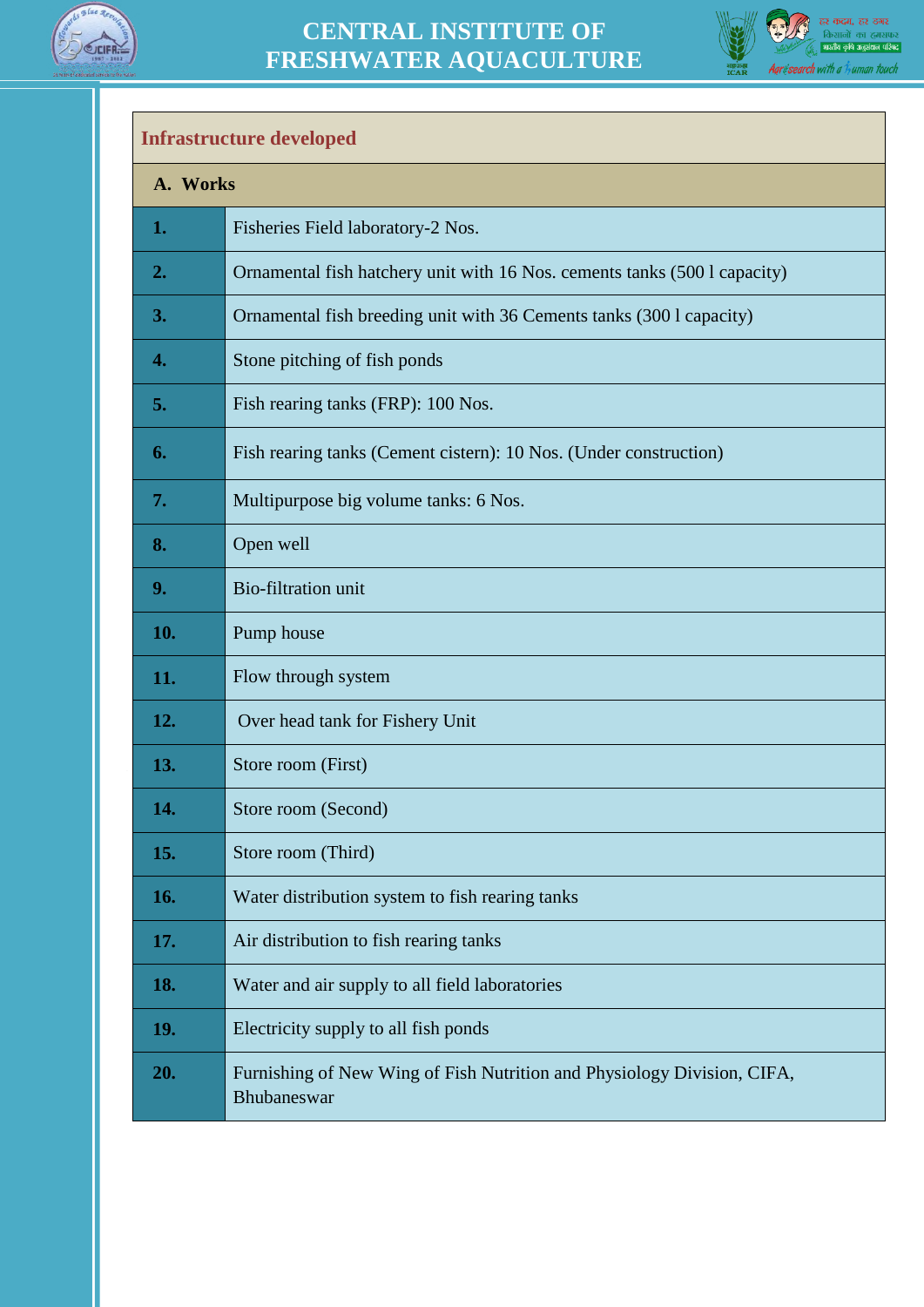| Infrastructure developed | |
|---|---|
| **A. Works** | |
| **1.** | Fisheries Field laboratory-2 Nos. |
| **2.** | Ornamental fish hatchery unit with 16 Nos. cements tanks (500 l capacity) |
| **3.** | Ornamental fish breeding unit with 36 Cements tanks (300 l capacity) |
| **4.** | Stone pitching of fish ponds |
| **5.** | Fish rearing tanks (FRP): 100 Nos. |
| **6.** | Fish rearing tanks (Cement cistern): 10 Nos. (Under construction) |
| **7.** | Multipurpose big volume tanks: 6 Nos. |
| **8.** | Open well |
| **9.** | Bio-filtration unit |
| **10.** | Pump house |
| **11.** | Flow through system |
| **12.** | Over head tank for Fishery Unit |
| **13.** | Store room (First) |
| **14.** | Store room (Second) |
| **15.** | Store room (Third) |
| **16.** | Water distribution system to fish rearing tanks |
| **17.** | Air distribution to fish rearing tanks |
| **18.** | Water and air supply to all field laboratories |
| **19.** | Electricity supply to all fish ponds |
| **20.** | Furnishing of New Wing of Fish Nutrition and Physiology Division, CIFA, Bhubaneswar |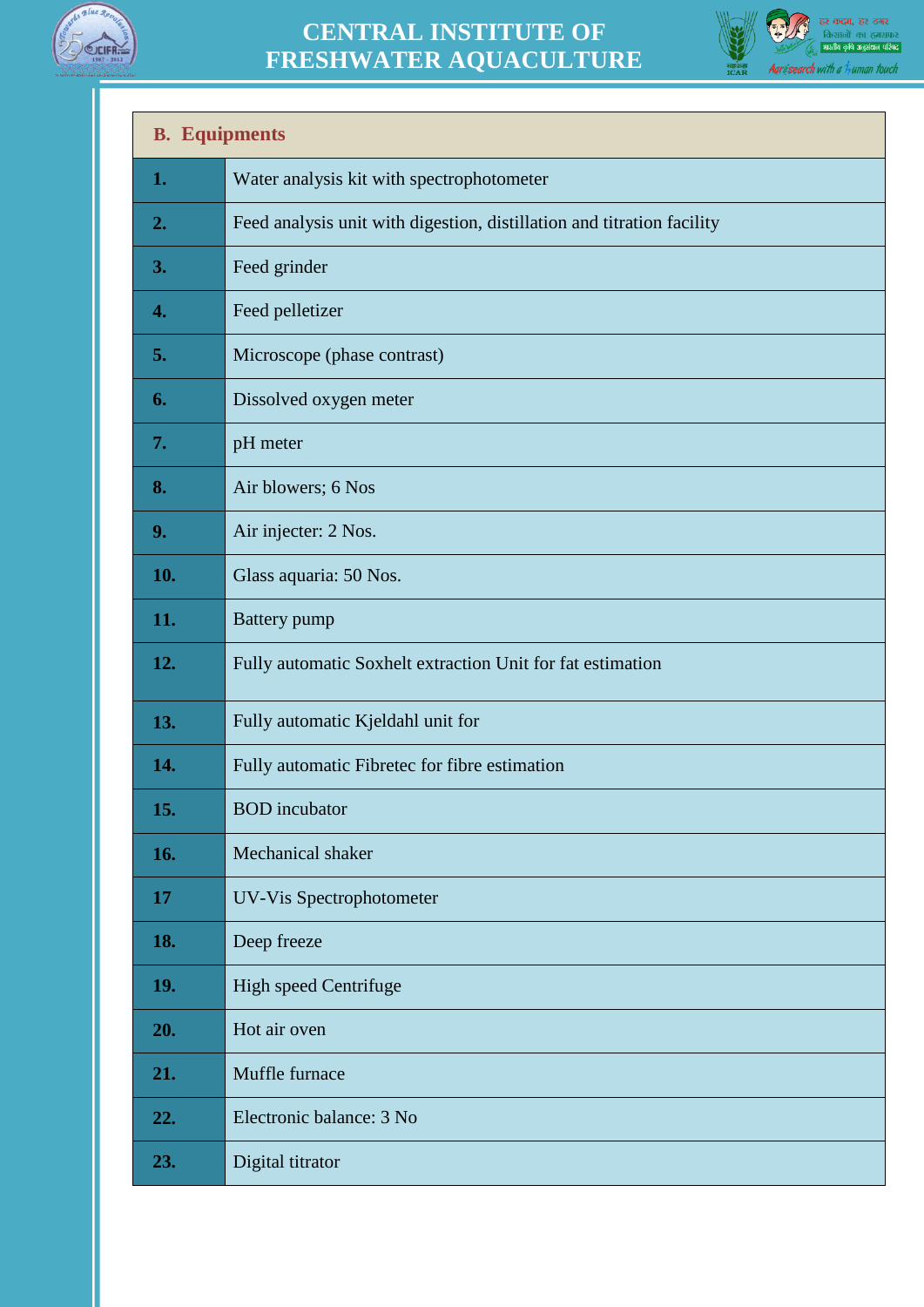| B. Equipments | |
|---|---|
| **1.** | Water analysis kit with spectrophotometer |
| **2.** | Feed analysis unit with digestion, distillation and titration facility |
| **3.** | Feed grinder |
| **4.** | Feed pelletizer |
| **5.** | Microscope (phase contrast) |
| **6.** | Dissolved oxygen meter |
| **7.** | pH meter |
| **8.** | Air blowers; 6 Nos |
| **9.** | Air injecter: 2 Nos. |
| **10.** | Glass aquaria: 50 Nos. |
| **11.** | Battery pump |
| **12.** | Fully automatic Soxhelt extraction Unit for fat estimation |
| **13.** | Fully automatic Kjeldahl unit for |
| **14.** | Fully automatic Fibretec for fibre estimation |
| **15.** | BOD incubator |
| **16.** | Mechanical shaker |
| **17** | UV-Vis Spectrophotometer |
| **18.** | Deep freeze |
| **19.** | High speed Centrifuge |
| **20.** | Hot air oven |
| **21.** | Muffle furnace |
| **22.** | Electronic balance: 3 No |
| **23.** | Digital titrator |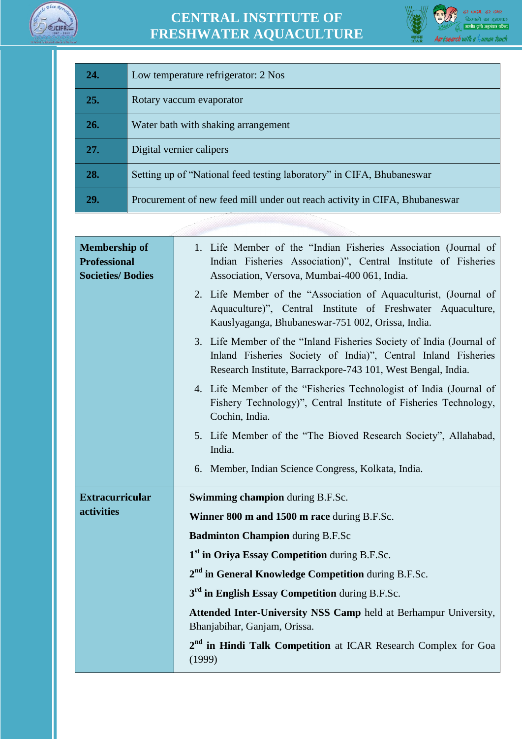| | |
|---|---|
| **24.** | Low temperature refrigerator: 2 Nos |
| **25.** | Rotary vaccum evaporator |
| **26.** | Water bath with shaking arrangement |
| **27.** | Digital vernier calipers |
| **28.** | Setting up of "National feed testing laboratory" in CIFA, Bhubaneswar |
| **29.** | Procurement of new feed mill under out reach activity in CIFA, Bhubaneswar |

| | |
|---|---|
| **Membership of Professional Societies/ Bodies** | 1. Life Member of the "Indian Fisheries Association (Journal of Indian Fisheries Association)", Central Institute of Fisheries Association, Versova, Mumbai-400 061, India.<br>2. Life Member of the "Association of Aquaculturist, (Journal of Aquaculture)", Central Institute of Freshwater Aquaculture, Kauslyaganga, Bhubaneswar-751 002, Orissa, India.<br>3. Life Member of the "Inland Fisheries Society of India (Journal of Inland Fisheries Society of India)", Central Inland Fisheries Research Institute, Barrackpore-743 101, West Bengal, India.<br>4. Life Member of the "Fisheries Technologist of India (Journal of Fishery Technology)", Central Institute of Fisheries Technology, Cochin, India.<br>5. Life Member of the "The Bioved Research Society", Allahabad, India.<br>6. Member, Indian Science Congress, Kolkata, India. |
| **Extracurricular activities** | **Swimming champion** during B.F.Sc.<br>**Winner 800 m and 1500 m race** during B.F.Sc.<br>**Badminton Champion** during B.F.Sc<br>**1st in Oriya Essay Competition** during B.F.Sc.<br>**2nd in General Knowledge Competition** during B.F.Sc.<br>**3rd in English Essay Competition** during B.F.Sc.<br>**Attended Inter-University NSS Camp** held at Berhampur University, Bhanjabihar, Ganjam, Orissa.<br>**2nd in Hindi Talk Competition** at ICAR Research Complex for Goa (1999) |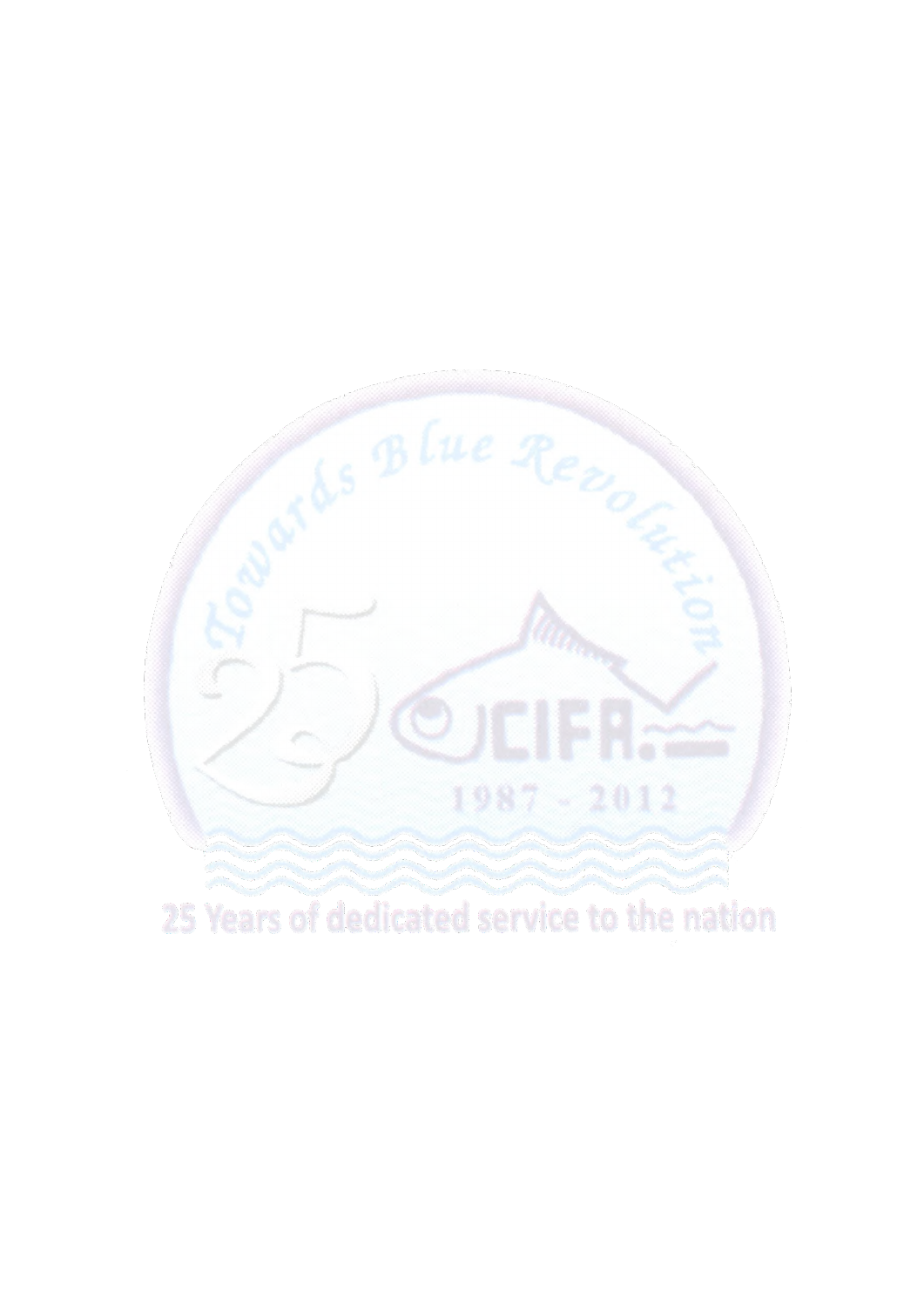Towards Blue Revolution

25

CIFA

1987 - 2012

25 Years of dedicated service to the nation